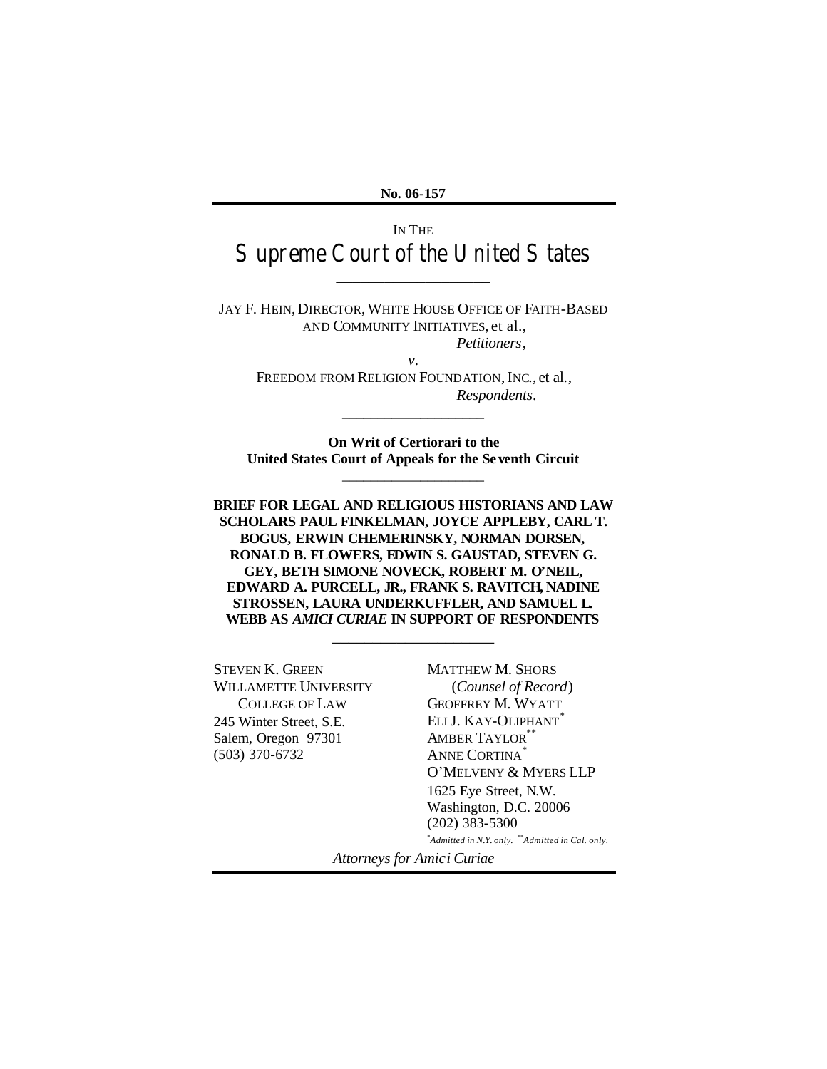**No. 06-157**

IN THE

# Supreme Court of the United States

---

JAY F. HEIN, DIRECTOR, WHITE HOUSE OFFICE OF FAITH-BASED AND COMMUNITY INITIATIVES, et al.,

*Petitioners*,

*v*.

FREEDOM FROM RELIGION FOUNDATION, INC., et al.,

*Respondents*.

---

**On Writ of Certiorari to the United States Court of Appeals for the Seventh Circuit**

---

**BRIEF FOR LEGAL AND RELIGIOUS HISTORIANS AND LAW SCHOLARS PAUL FINKELMAN, JOYCE APPLEBY, CARL T. BOGUS, ERWIN CHEMERINSKY, NORMAN DORSEN, RONALD B. FLOWERS, EDWIN S. GAUSTAD, STEVEN G. GEY, BETH SIMONE NOVECK, ROBERT M. O'NEIL, EDWARD A. PURCELL, JR., FRANK S. RAVITCH, NADINE STROSSEN, LAURA UNDERKUFFLER, AND SAMUEL L. WEBB AS *AMICI CURIAE* IN SUPPORT OF RESPONDENTS**

---

STEVEN K. GREEN
WILLAMETTE UNIVERSITY
COLLEGE OF LAW
245 Winter Street, S.E.
Salem, Oregon 97301
(503) 370-6732

MATTHEW M. SHORS
(*Counsel of Record*)
GEOFFREY M. WYATT
ELI J. KAY-OLIPHANT*
AMBER TAYLOR**
ANNE CORTINA*
O'MELVENY & MYERS LLP
1625 Eye Street, N.W.
Washington, D.C. 20006
(202) 383-5300

*Admitted in N.Y. only. **Admitted in Cal. only.

*Attorneys for Amici Curiae*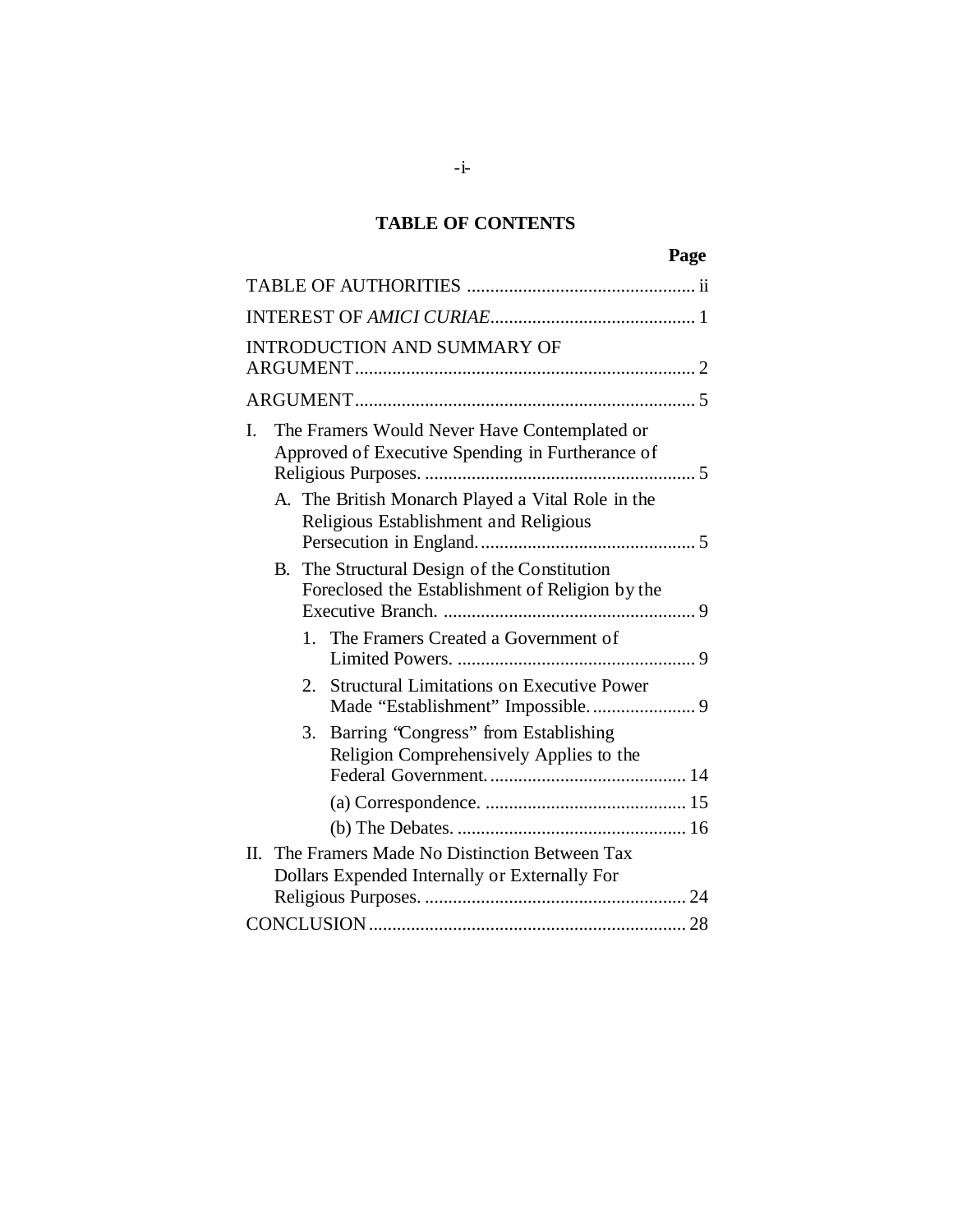## TABLE OF CONTENTS

| | Page |
|---|---|
| TABLE OF AUTHORITIES | ii |
| INTEREST OF *AMICI CURIAE* | 1 |
| INTRODUCTION AND SUMMARY OF ARGUMENT | 2 |
| ARGUMENT | 5 |
| I. The Framers Would Never Have Contemplated or Approved of Executive Spending in Furtherance of Religious Purposes. | 5 |
| A. The British Monarch Played a Vital Role in the Religious Establishment and Religious Persecution in England. | 5 |
| B. The Structural Design of the Constitution Foreclosed the Establishment of Religion by the Executive Branch. | 9 |
| 1. The Framers Created a Government of Limited Powers. | 9 |
| 2. Structural Limitations on Executive Power Made "Establishment" Impossible. | 9 |
| 3. Barring "Congress" from Establishing Religion Comprehensively Applies to the Federal Government. | 14 |
| (a) Correspondence. | 15 |
| (b) The Debates. | 16 |
| II. The Framers Made No Distinction Between Tax Dollars Expended Internally or Externally For Religious Purposes. | 24 |
| CONCLUSION | 28 |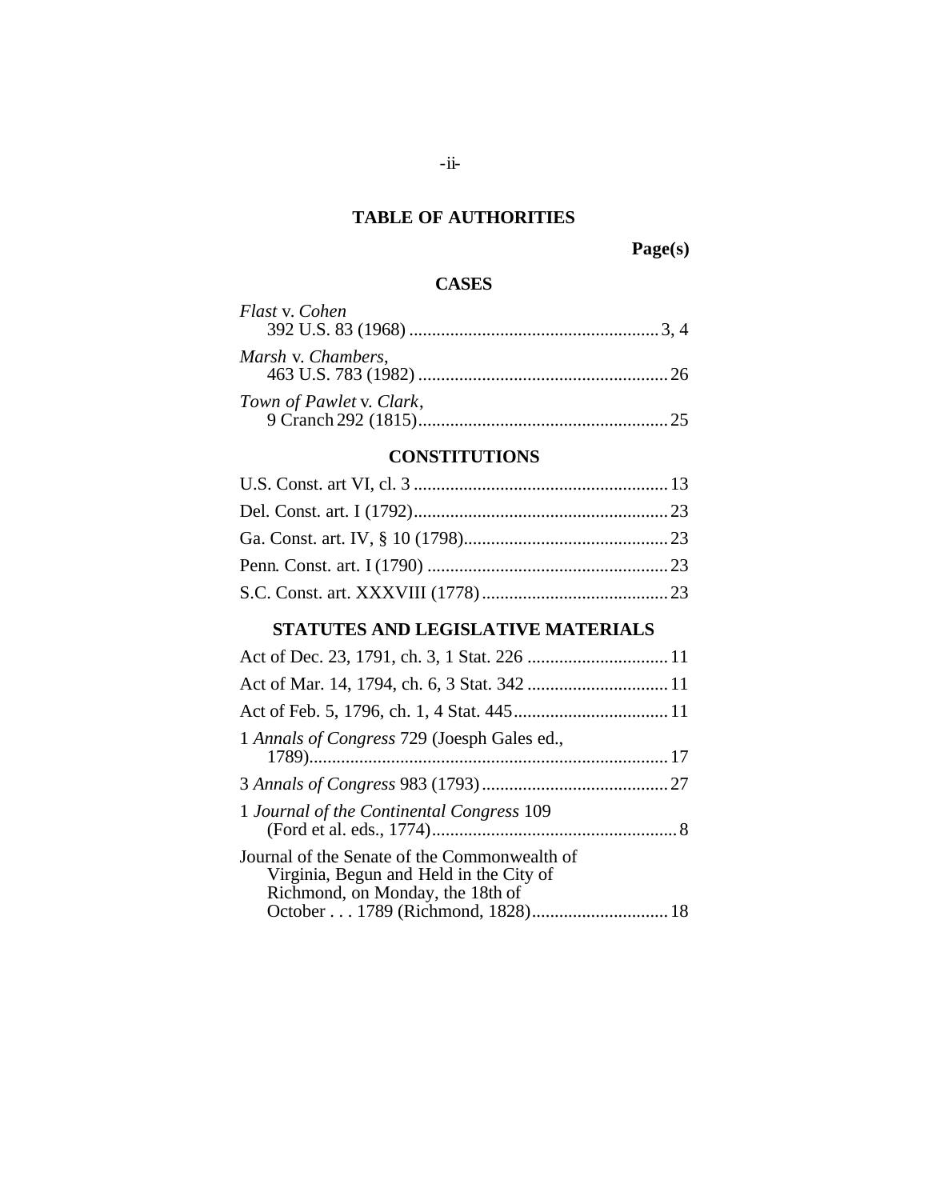## TABLE OF AUTHORITIES

**Page(s)**

### CASES

*Flast* v. *Cohen*
392 U.S. 83 (1968) ....................................................... 3, 4

*Marsh* v. *Chambers*,
463 U.S. 783 (1982) ....................................................... 26

*Town of Pawlet* v. *Clark*,
9 Cranch 292 (1815)....................................................... 25

### CONSTITUTIONS

U.S. Const. art VI, cl. 3 ....................................................... 13

Del. Const. art. I (1792)....................................................... 23

Ga. Const. art. IV, § 10 (1798)............................................. 23

Penn. Const. art. I (1790) ..................................................... 23

S.C. Const. art. XXXVIII (1778) ......................................... 23

### STATUTES AND LEGISLATIVE MATERIALS

Act of Dec. 23, 1791, ch. 3, 1 Stat. 226 ............................... 11

Act of Mar. 14, 1794, ch. 6, 3 Stat. 342 ............................... 11

Act of Feb. 5, 1796, ch. 1, 4 Stat. 445.................................. 11

1 *Annals of Congress* 729 (Joesph Gales ed., 1789)............................................................................... 17

3 *Annals of Congress* 983 (1793)......................................... 27

1 *Journal of the Continental Congress* 109 (Ford et al. eds., 1774)...................................................... 8

Journal of the Senate of the Commonwealth of Virginia, Begun and Held in the City of Richmond, on Monday, the 18th of October . . . 1789 (Richmond, 1828).............................. 18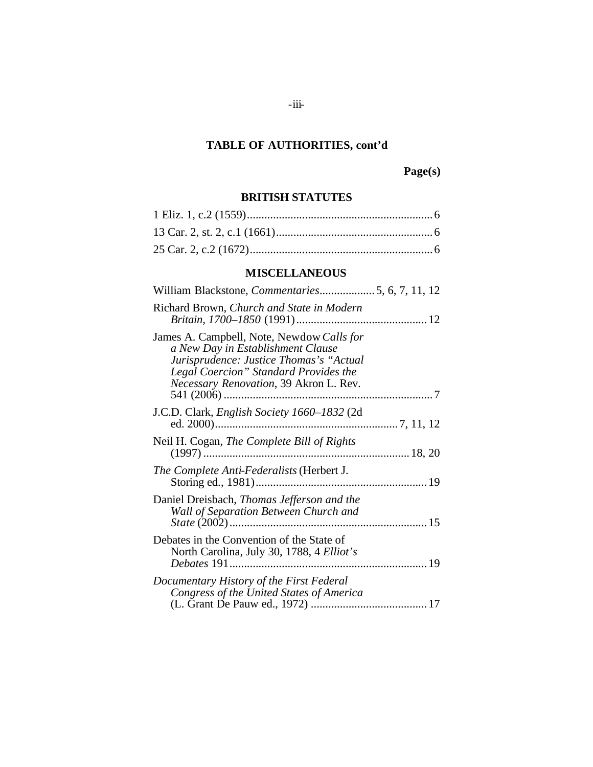## TABLE OF AUTHORITIES, cont'd

**Page(s)**

### BRITISH STATUTES

1 Eliz. 1, c.2 (1559)................................................................6

13 Car. 2, st. 2, c.1 (1661)......................................................6

25 Car. 2, c.2 (1672)...............................................................6

### MISCELLANEOUS

William Blackstone, *Commentaries*...................5, 6, 7, 11, 12

Richard Brown, *Church and State in Modern Britain, 1700–1850* (1991).............................................12

James A. Campbell, Note, Newdow *Calls for a New Day in Establishment Clause Jurisprudence: Justice Thomas's "Actual Legal Coercion" Standard Provides the Necessary Renovation*, 39 Akron L. Rev. 541 (2006).........................................................................7

J.C.D. Clark, *English Society 1660–1832* (2d ed. 2000)...............................................................7, 11, 12

Neil H. Cogan, *The Complete Bill of Rights* (1997).......................................................................18, 20

*The Complete Anti-Federalists* (Herbert J. Storing ed., 1981)...........................................................19

Daniel Dreisbach, *Thomas Jefferson and the Wall of Separation Between Church and State* (2002)...................................................................15

Debates in the Convention of the State of North Carolina, July 30, 1788, 4 *Elliot's Debates* 191...................................................................19

*Documentary History of the First Federal Congress of the United States of America* (L. Grant De Pauw ed., 1972)........................................17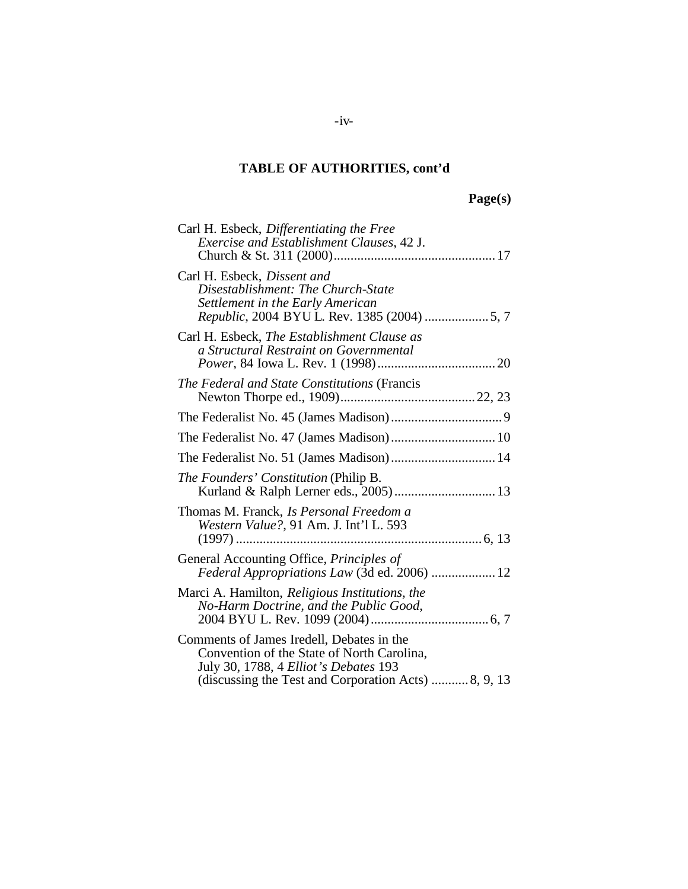## TABLE OF AUTHORITIES, cont'd

**Page(s)**

Carl H. Esbeck, *Differentiating the Free Exercise and Establishment Clauses*, 42 J. Church & St. 311 (2000) ............................................... 17

Carl H. Esbeck, *Dissent and Disestablishment: The Church-State Settlement in the Early American Republic*, 2004 BYU L. Rev. 1385 (2004) .................. 5, 7

Carl H. Esbeck, *The Establishment Clause as a Structural Restraint on Governmental Power*, 84 Iowa L. Rev. 1 (1998) .................................. 20

*The Federal and State Constitutions* (Francis Newton Thorpe ed., 1909) ....................................... 22, 23

The Federalist No. 45 (James Madison) ................................ 9

The Federalist No. 47 (James Madison) .............................. 10

The Federalist No. 51 (James Madison) .............................. 14

*The Founders' Constitution* (Philip B. Kurland & Ralph Lerner eds., 2005) ............................. 13

Thomas M. Franck, *Is Personal Freedom a Western Value?*, 91 Am. J. Int'l L. 593 (1997) ....................................................................... 6, 13

General Accounting Office, *Principles of Federal Appropriations Law* (3d ed. 2006) .................. 12

Marci A. Hamilton, *Religious Institutions, the No-Harm Doctrine, and the Public Good*, 2004 BYU L. Rev. 1099 (2004) .................................. 6, 7

Comments of James Iredell, Debates in the Convention of the State of North Carolina, July 30, 1788, 4 *Elliot's Debates* 193 (discussing the Test and Corporation Acts) ........... 8, 9, 13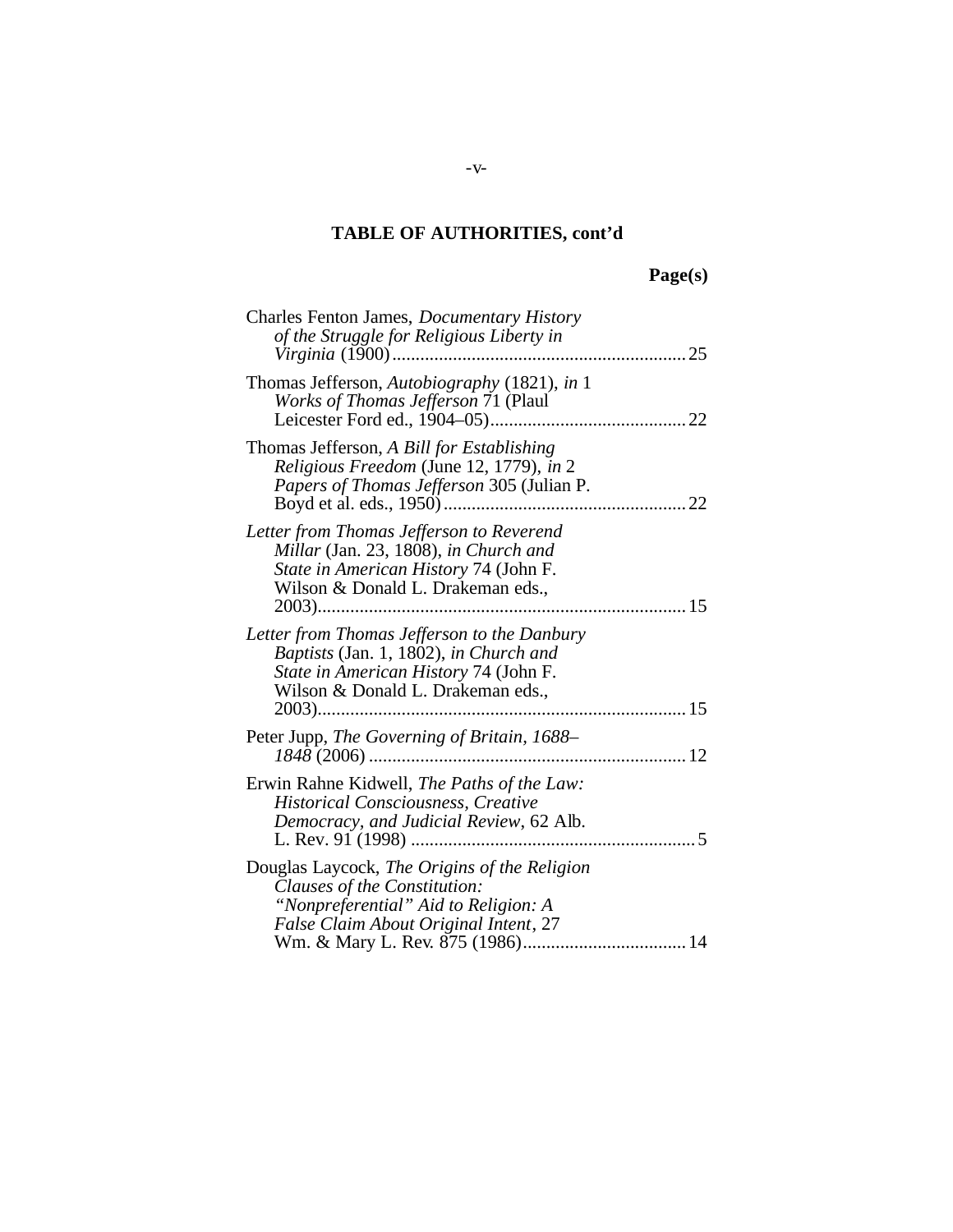## TABLE OF AUTHORITIES, cont'd

**Page(s)**

Charles Fenton James, *Documentary History of the Struggle for Religious Liberty in Virginia* (1900) .............................................................. 25

Thomas Jefferson, *Autobiography* (1821), *in* 1 *Works of Thomas Jefferson* 71 (Plaul Leicester Ford ed., 1904–05) .......................................... 22

Thomas Jefferson, *A Bill for Establishing Religious Freedom* (June 12, 1779), *in* 2 *Papers of Thomas Jefferson* 305 (Julian P. Boyd et al. eds., 1950) ................................................... 22

*Letter from Thomas Jefferson to Reverend Millar* (Jan. 23, 1808), *in Church and State in American History* 74 (John F. Wilson & Donald L. Drakeman eds., 2003) .............................................................................. 15

*Letter from Thomas Jefferson to the Danbury Baptists* (Jan. 1, 1802), *in Church and State in American History* 74 (John F. Wilson & Donald L. Drakeman eds., 2003) .............................................................................. 15

Peter Jupp, *The Governing of Britain, 1688–1848* (2006) ................................................................... 12

Erwin Rahne Kidwell, *The Paths of the Law: Historical Consciousness, Creative Democracy, and Judicial Review*, 62 Alb. L. Rev. 91 (1998) ............................................................ 5

Douglas Laycock, *The Origins of the Religion Clauses of the Constitution: "Nonpreferential" Aid to Religion: A False Claim About Original Intent*, 27 Wm. & Mary L. Rev. 875 (1986) .................................. 14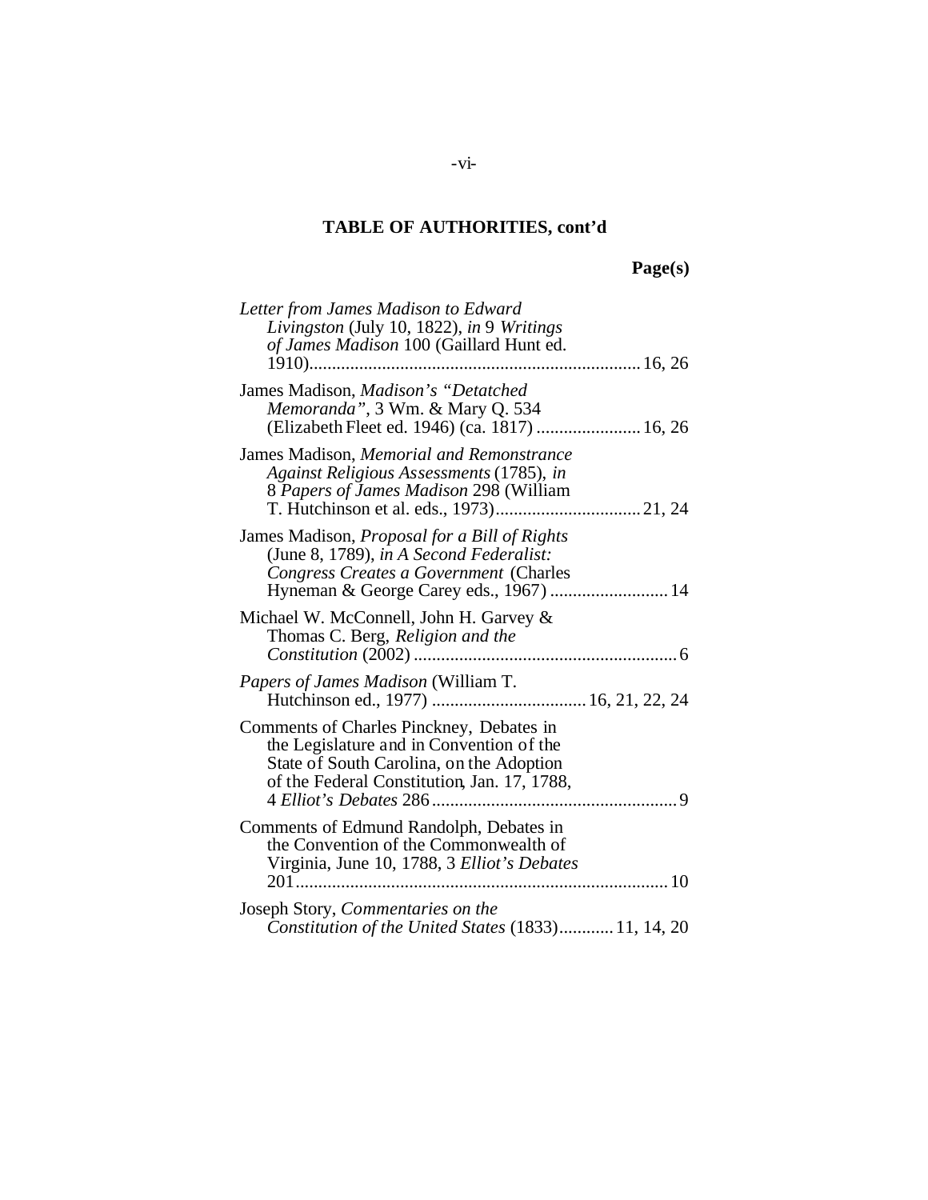**TABLE OF AUTHORITIES, cont'd**

**Page(s)**

*Letter from James Madison to Edward Livingston* (July 10, 1822), *in* 9 *Writings of James Madison* 100 (Gaillard Hunt ed. 1910)........................................................................16, 26

James Madison, *Madison's "Detatched Memoranda"*, 3 Wm. & Mary Q. 534 (Elizabeth Fleet ed. 1946) (ca. 1817) .......................16, 26

James Madison, *Memorial and Remonstrance Against Religious Assessments* (1785), *in* 8 *Papers of James Madison* 298 (William T. Hutchinson et al. eds., 1973)................................21, 24

James Madison, *Proposal for a Bill of Rights* (June 8, 1789), *in A Second Federalist: Congress Creates a Government* (Charles Hyneman & George Carey eds., 1967) ..........................14

Michael W. McConnell, John H. Garvey & Thomas C. Berg, *Religion and the Constitution* (2002) ..........................................................6

*Papers of James Madison* (William T. Hutchinson ed., 1977) .................................16, 21, 22, 24

Comments of Charles Pinckney, Debates in the Legislature and in Convention of the State of South Carolina, on the Adoption of the Federal Constitution, Jan. 17, 1788, 4 *Elliot's Debates* 286......................................................9

Comments of Edmund Randolph, Debates in the Convention of the Commonwealth of Virginia, June 10, 1788, 3 *Elliot's Debates* 201.................................................................................10

Joseph Story, *Commentaries on the Constitution of the United States* (1833)............11, 14, 20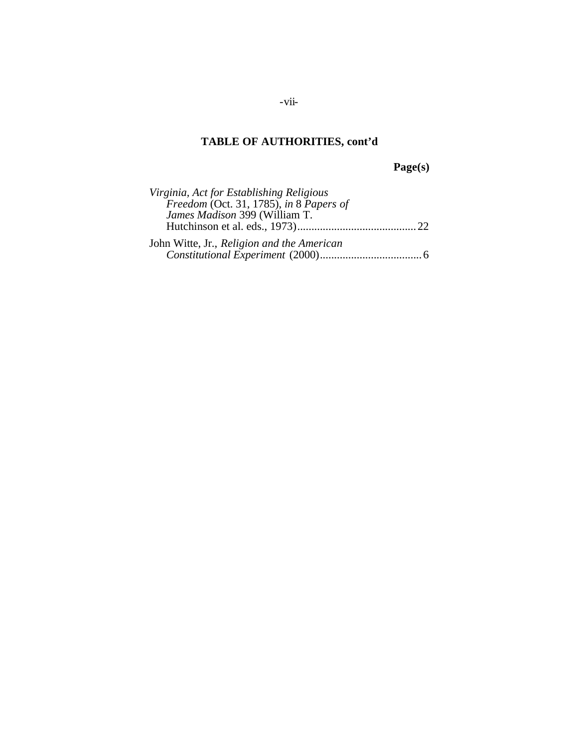## TABLE OF AUTHORITIES, cont'd

**Page(s)**

*Virginia, Act for Establishing Religious Freedom* (Oct. 31, 1785), *in* 8 *Papers of James Madison* 399 (William T. Hutchinson et al. eds., 1973) .......... 22

John Witte, Jr., *Religion and the American Constitutional Experiment* (2000) .......... 6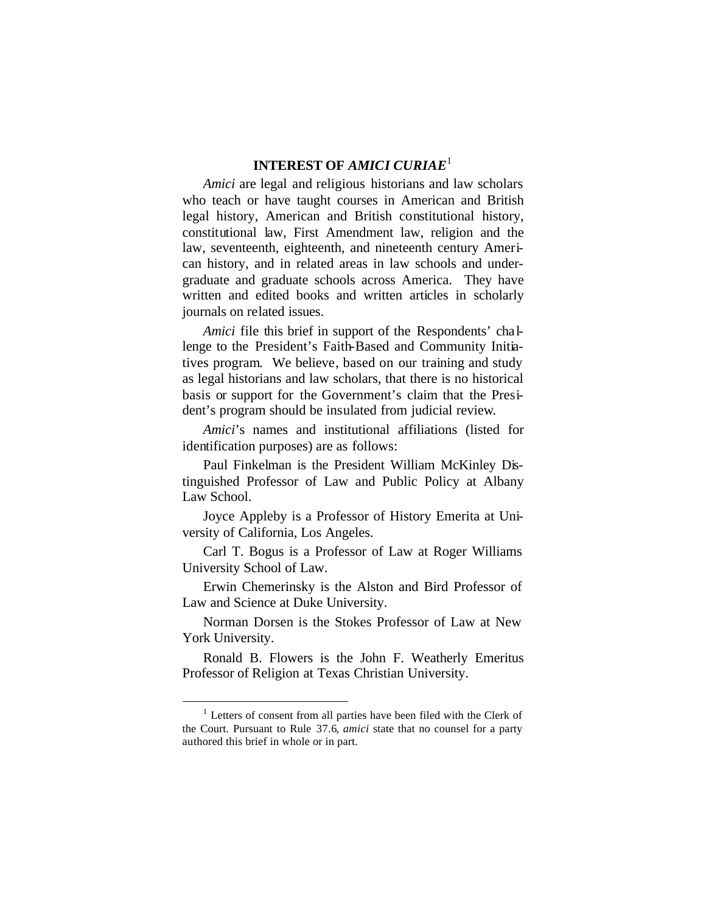## INTEREST OF *AMICI CURIAE*[1]

*Amici* are legal and religious historians and law scholars who teach or have taught courses in American and British legal history, American and British constitutional history, constitutional law, First Amendment law, religion and the law, seventeenth, eighteenth, and nineteenth century American history, and in related areas in law schools and undergraduate and graduate schools across America. They have written and edited books and written articles in scholarly journals on related issues.

*Amici* file this brief in support of the Respondents' challenge to the President's Faith-Based and Community Initiatives program. We believe, based on our training and study as legal historians and law scholars, that there is no historical basis or support for the Government's claim that the President's program should be insulated from judicial review.

*Amici*'s names and institutional affiliations (listed for identification purposes) are as follows:

Paul Finkelman is the President William McKinley Distinguished Professor of Law and Public Policy at Albany Law School.

Joyce Appleby is a Professor of History Emerita at University of California, Los Angeles.

Carl T. Bogus is a Professor of Law at Roger Williams University School of Law.

Erwin Chemerinsky is the Alston and Bird Professor of Law and Science at Duke University.

Norman Dorsen is the Stokes Professor of Law at New York University.

Ronald B. Flowers is the John F. Weatherly Emeritus Professor of Religion at Texas Christian University.

---

[1] Letters of consent from all parties have been filed with the Clerk of the Court. Pursuant to Rule 37.6, *amici* state that no counsel for a party authored this brief in whole or in part.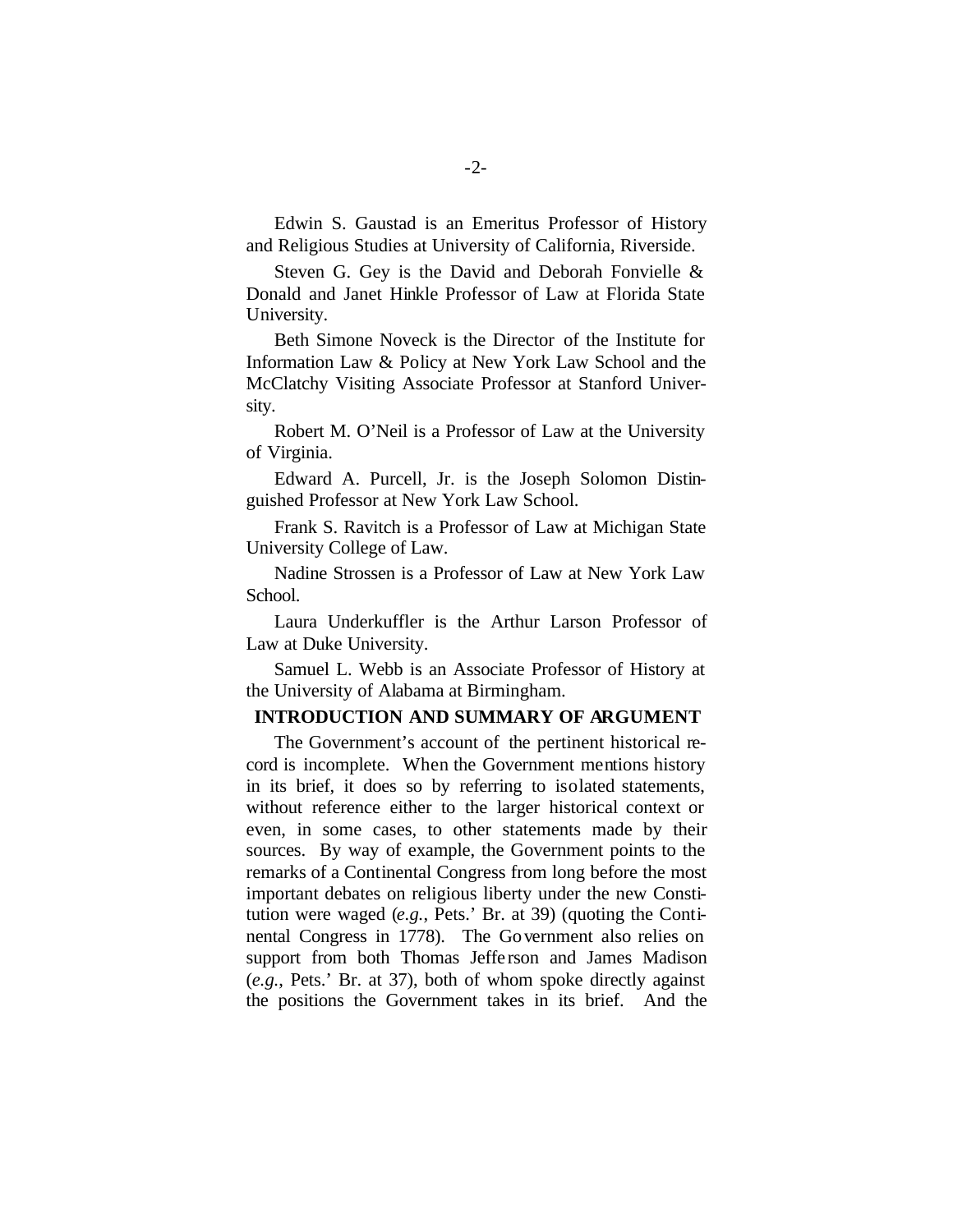Edwin S. Gaustad is an Emeritus Professor of History and Religious Studies at University of California, Riverside.

Steven G. Gey is the David and Deborah Fonvielle & Donald and Janet Hinkle Professor of Law at Florida State University.

Beth Simone Noveck is the Director of the Institute for Information Law & Policy at New York Law School and the McClatchy Visiting Associate Professor at Stanford University.

Robert M. O'Neil is a Professor of Law at the University of Virginia.

Edward A. Purcell, Jr. is the Joseph Solomon Distinguished Professor at New York Law School.

Frank S. Ravitch is a Professor of Law at Michigan State University College of Law.

Nadine Strossen is a Professor of Law at New York Law School.

Laura Underkuffler is the Arthur Larson Professor of Law at Duke University.

Samuel L. Webb is an Associate Professor of History at the University of Alabama at Birmingham.

## INTRODUCTION AND SUMMARY OF ARGUMENT

The Government's account of the pertinent historical record is incomplete. When the Government mentions history in its brief, it does so by referring to isolated statements, without reference either to the larger historical context or even, in some cases, to other statements made by their sources. By way of example, the Government points to the remarks of a Continental Congress from long before the most important debates on religious liberty under the new Constitution were waged (*e.g.*, Pets.' Br. at 39) (quoting the Continental Congress in 1778). The Government also relies on support from both Thomas Jefferson and James Madison (*e.g.*, Pets.' Br. at 37), both of whom spoke directly against the positions the Government takes in its brief. And the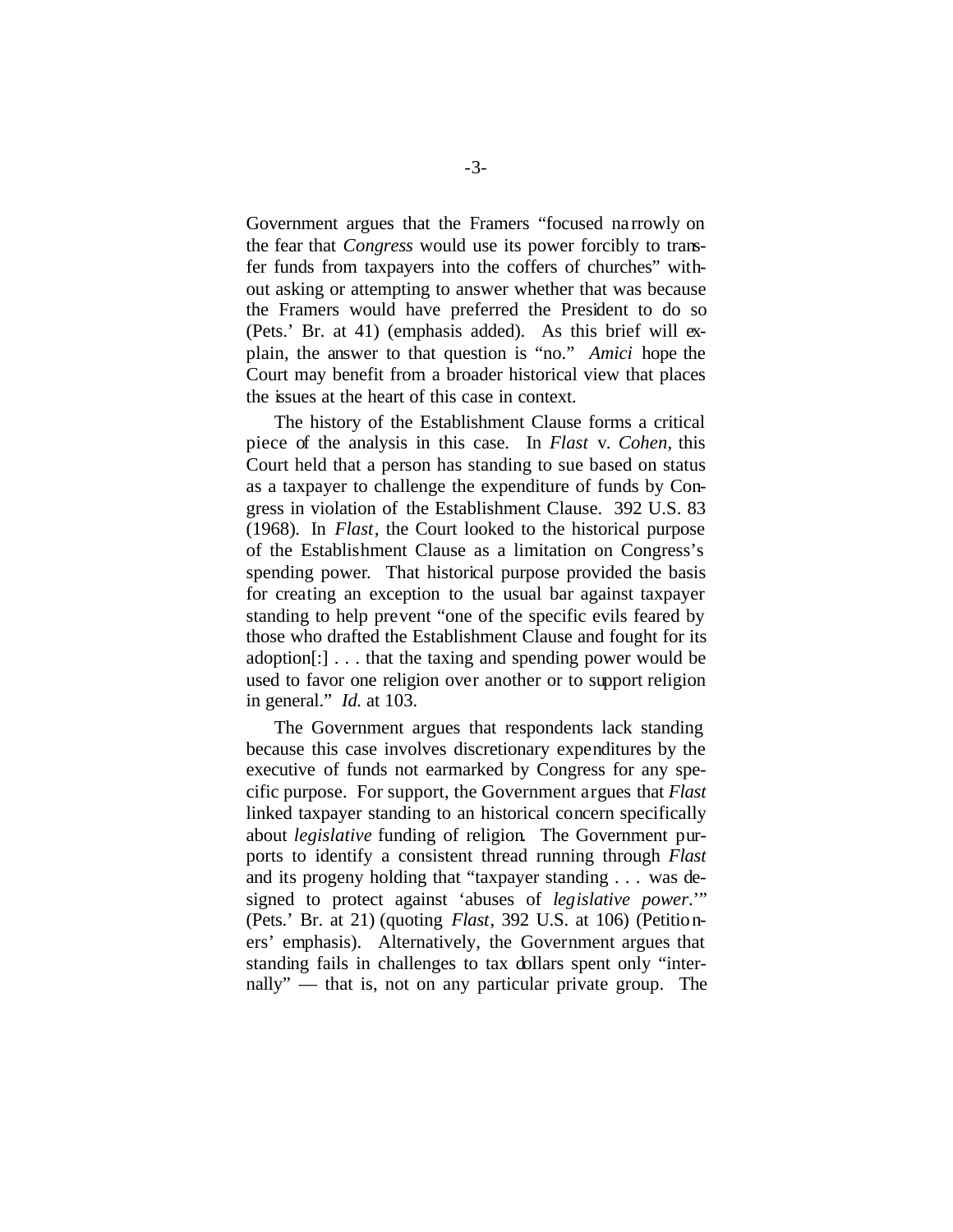Government argues that the Framers "focused narrowly on the fear that *Congress* would use its power forcibly to transfer funds from taxpayers into the coffers of churches" without asking or attempting to answer whether that was because the Framers would have preferred the President to do so (Pets.' Br. at 41) (emphasis added). As this brief will explain, the answer to that question is "no." *Amici* hope the Court may benefit from a broader historical view that places the issues at the heart of this case in context.

The history of the Establishment Clause forms a critical piece of the analysis in this case. In *Flast* v. *Cohen*, this Court held that a person has standing to sue based on status as a taxpayer to challenge the expenditure of funds by Congress in violation of the Establishment Clause. 392 U.S. 83 (1968). In *Flast*, the Court looked to the historical purpose of the Establishment Clause as a limitation on Congress's spending power. That historical purpose provided the basis for creating an exception to the usual bar against taxpayer standing to help prevent "one of the specific evils feared by those who drafted the Establishment Clause and fought for its adoption[:] . . . that the taxing and spending power would be used to favor one religion over another or to support religion in general." *Id.* at 103.

The Government argues that respondents lack standing because this case involves discretionary expenditures by the executive of funds not earmarked by Congress for any specific purpose. For support, the Government argues that *Flast* linked taxpayer standing to an historical concern specifically about *legislative* funding of religion. The Government purports to identify a consistent thread running through *Flast* and its progeny holding that "taxpayer standing . . . was designed to protect against 'abuses of *legislative power*.'" (Pets.' Br. at 21) (quoting *Flast*, 392 U.S. at 106) (Petitioners' emphasis). Alternatively, the Government argues that standing fails in challenges to tax dollars spent only "internally" — that is, not on any particular private group. The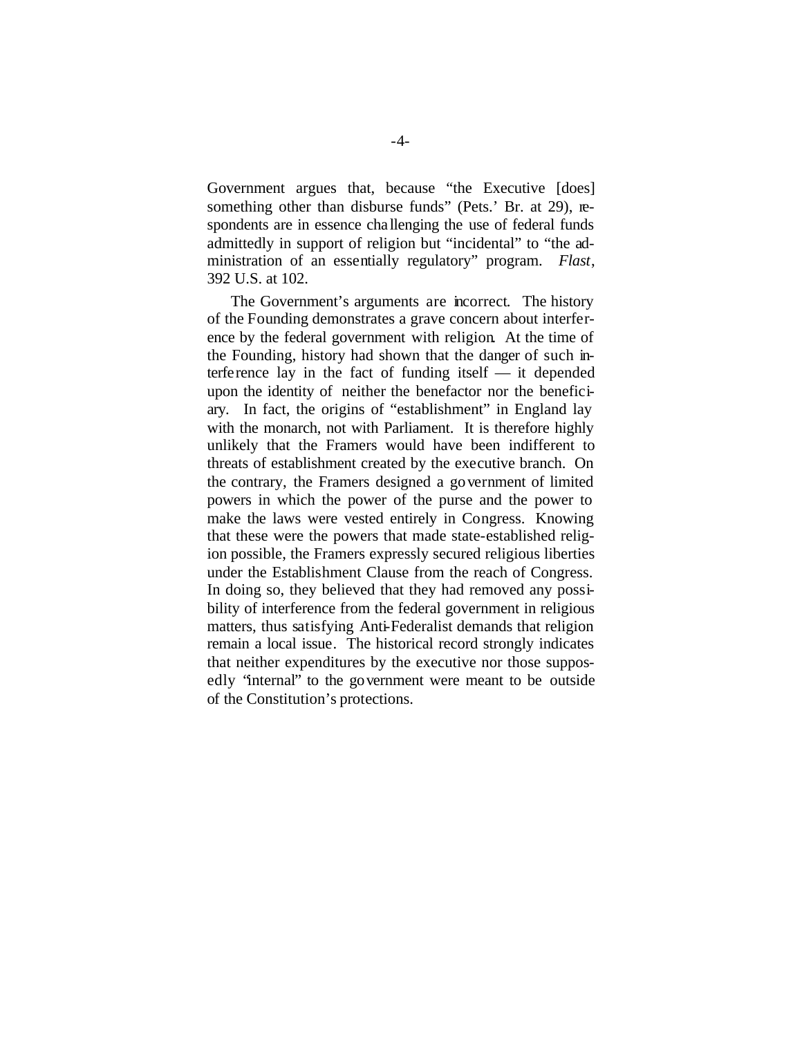Government argues that, because "the Executive [does] something other than disburse funds" (Pets.' Br. at 29), respondents are in essence challenging the use of federal funds admittedly in support of religion but "incidental" to "the administration of an essentially regulatory" program. *Flast*, 392 U.S. at 102.

The Government's arguments are incorrect. The history of the Founding demonstrates a grave concern about interference by the federal government with religion. At the time of the Founding, history had shown that the danger of such interference lay in the fact of funding itself — it depended upon the identity of neither the benefactor nor the beneficiary. In fact, the origins of "establishment" in England lay with the monarch, not with Parliament. It is therefore highly unlikely that the Framers would have been indifferent to threats of establishment created by the executive branch. On the contrary, the Framers designed a government of limited powers in which the power of the purse and the power to make the laws were vested entirely in Congress. Knowing that these were the powers that made state-established religion possible, the Framers expressly secured religious liberties under the Establishment Clause from the reach of Congress. In doing so, they believed that they had removed any possibility of interference from the federal government in religious matters, thus satisfying Anti-Federalist demands that religion remain a local issue. The historical record strongly indicates that neither expenditures by the executive nor those supposedly "internal" to the government were meant to be outside of the Constitution's protections.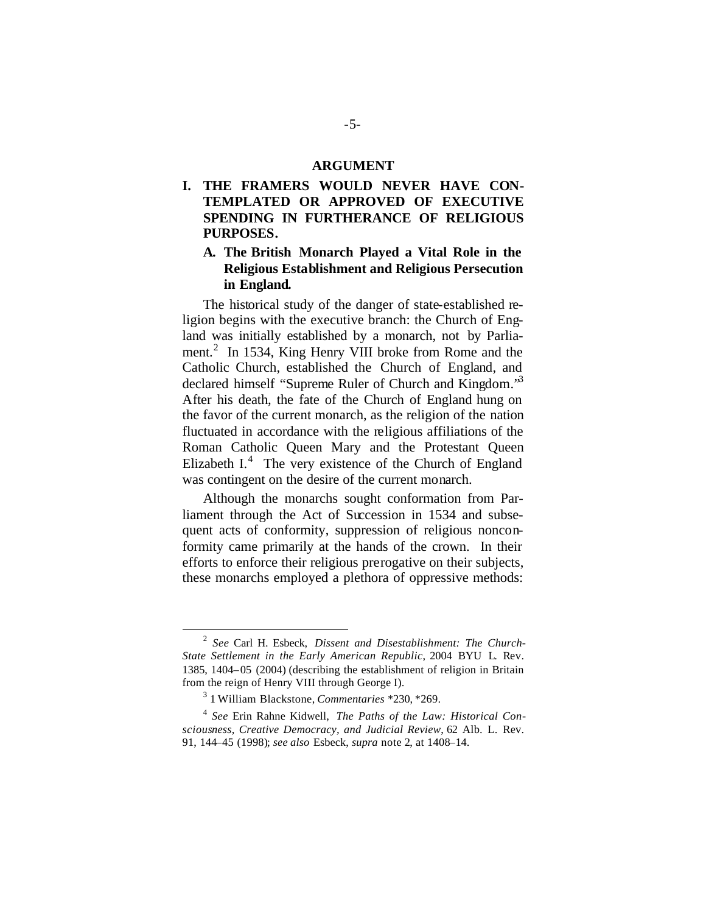## ARGUMENT

### I. THE FRAMERS WOULD NEVER HAVE CONTEMPLATED OR APPROVED OF EXECUTIVE SPENDING IN FURTHERANCE OF RELIGIOUS PURPOSES.

#### A. The British Monarch Played a Vital Role in the Religious Establishment and Religious Persecution in England.

The historical study of the danger of state-established religion begins with the executive branch: the Church of England was initially established by a monarch, not by Parliament.[2] In 1534, King Henry VIII broke from Rome and the Catholic Church, established the Church of England, and declared himself "Supreme Ruler of Church and Kingdom."[3] After his death, the fate of the Church of England hung on the favor of the current monarch, as the religion of the nation fluctuated in accordance with the religious affiliations of the Roman Catholic Queen Mary and the Protestant Queen Elizabeth I.[4] The very existence of the Church of England was contingent on the desire of the current monarch.

Although the monarchs sought conformation from Parliament through the Act of Succession in 1534 and subsequent acts of conformity, suppression of religious nonconformity came primarily at the hands of the crown. In their efforts to enforce their religious prerogative on their subjects, these monarchs employed a plethora of oppressive methods:

---

[2] *See* Carl H. Esbeck, *Dissent and Disestablishment: The Church-State Settlement in the Early American Republic*, 2004 BYU L. Rev. 1385, 1404–05 (2004) (describing the establishment of religion in Britain from the reign of Henry VIII through George I).

[3] 1 William Blackstone, *Commentaries* \*230, \*269.

[4] *See* Erin Rahne Kidwell, *The Paths of the Law: Historical Consciousness, Creative Democracy, and Judicial Review*, 62 Alb. L. Rev. 91, 144–45 (1998); *see also* Esbeck, *supra* note 2, at 1408–14.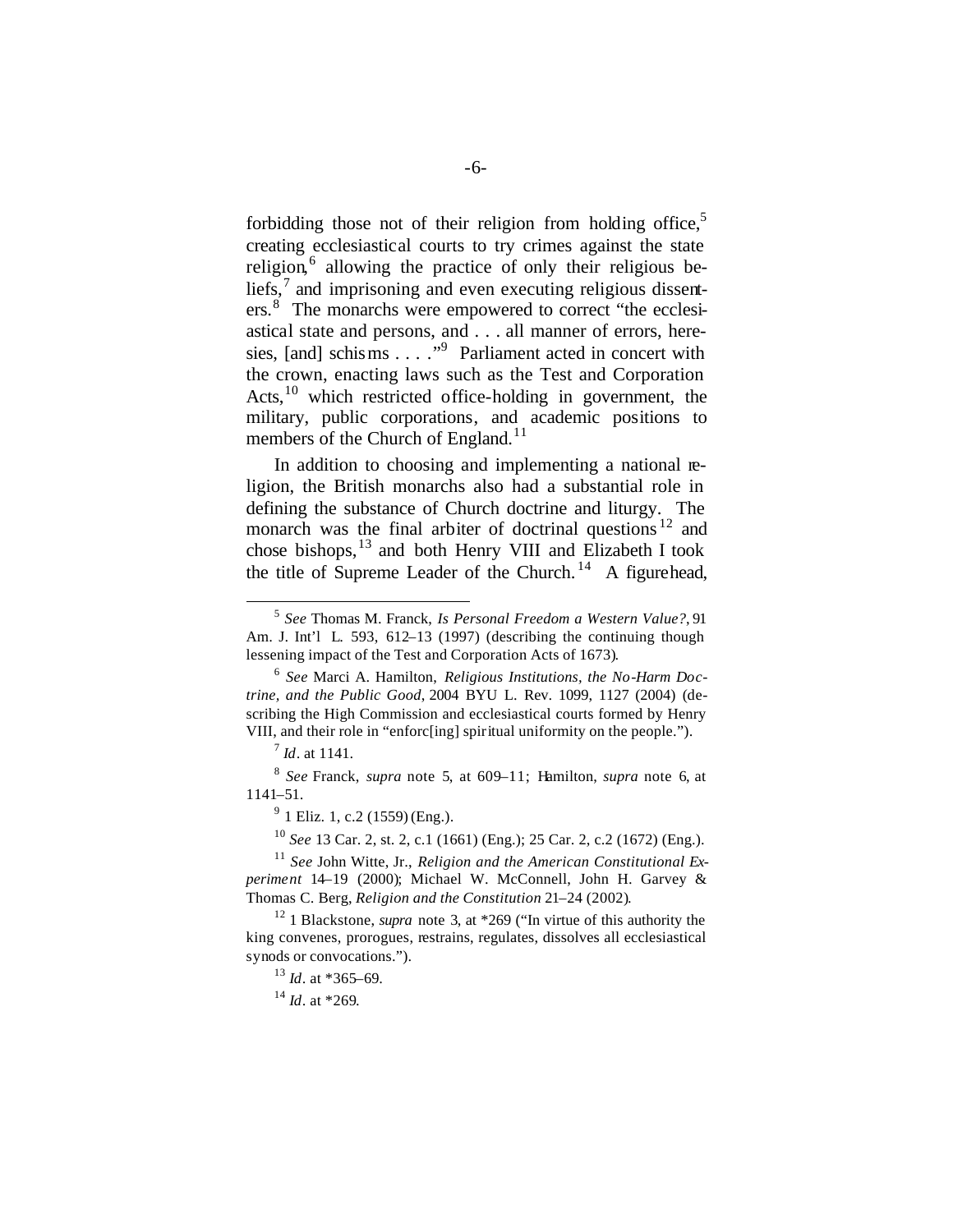forbidding those not of their religion from holding office,[5] creating ecclesiastical courts to try crimes against the state religion,[6] allowing the practice of only their religious beliefs,[7] and imprisoning and even executing religious dissenters.[8] The monarchs were empowered to correct "the ecclesiastical state and persons, and . . . all manner of errors, heresies, [and] schisms . . . ."[9] Parliament acted in concert with the crown, enacting laws such as the Test and Corporation Acts,[10] which restricted office-holding in government, the military, public corporations, and academic positions to members of the Church of England.[11]

In addition to choosing and implementing a national religion, the British monarchs also had a substantial role in defining the substance of Church doctrine and liturgy. The monarch was the final arbiter of doctrinal questions[12] and chose bishops,[13] and both Henry VIII and Elizabeth I took the title of Supreme Leader of the Church.[14] A figurehead,

---

[5] *See* Thomas M. Franck, *Is Personal Freedom a Western Value?*, 91 Am. J. Int'l L. 593, 612–13 (1997) (describing the continuing though lessening impact of the Test and Corporation Acts of 1673).

[6] *See* Marci A. Hamilton, *Religious Institutions, the No-Harm Doctrine, and the Public Good*, 2004 BYU L. Rev. 1099, 1127 (2004) (describing the High Commission and ecclesiastical courts formed by Henry VIII, and their role in "enforc[ing] spiritual uniformity on the people.").

[7] *Id*. at 1141.

[8] *See* Franck, *supra* note 5, at 609–11; Hamilton, *supra* note 6, at 1141–51.

[9] 1 Eliz. 1, c.2 (1559) (Eng.).

[10] *See* 13 Car. 2, st. 2, c.1 (1661) (Eng.); 25 Car. 2, c.2 (1672) (Eng.).

[11] *See* John Witte, Jr., *Religion and the American Constitutional Experiment* 14–19 (2000); Michael W. McConnell, John H. Garvey & Thomas C. Berg, *Religion and the Constitution* 21–24 (2002).

[12] 1 Blackstone, *supra* note 3, at *269 ("In virtue of this authority the king convenes, prorogues, restrains, regulates, dissolves all ecclesiastical synods or convocations.").

[13] *Id*. at *365–69.

[14] *Id*. at *269.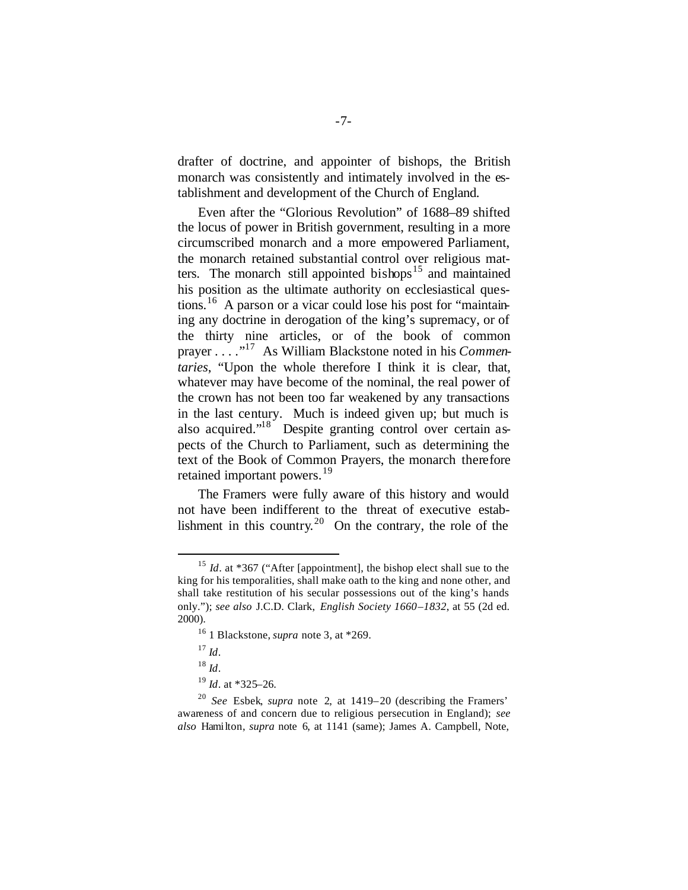drafter of doctrine, and appointer of bishops, the British monarch was consistently and intimately involved in the establishment and development of the Church of England.

Even after the "Glorious Revolution" of 1688–89 shifted the locus of power in British government, resulting in a more circumscribed monarch and a more empowered Parliament, the monarch retained substantial control over religious matters. The monarch still appointed bishops[15] and maintained his position as the ultimate authority on ecclesiastical questions.[16] A parson or a vicar could lose his post for "maintaining any doctrine in derogation of the king's supremacy, or of the thirty nine articles, or of the book of common prayer . . . ."[17] As William Blackstone noted in his *Commentaries*, "Upon the whole therefore I think it is clear, that, whatever may have become of the nominal, the real power of the crown has not been too far weakened by any transactions in the last century. Much is indeed given up; but much is also acquired."[18] Despite granting control over certain aspects of the Church to Parliament, such as determining the text of the Book of Common Prayers, the monarch therefore retained important powers.[19]

The Framers were fully aware of this history and would not have been indifferent to the threat of executive establishment in this country.[20] On the contrary, the role of the

---

[15] *Id*. at *367 ("After [appointment], the bishop elect shall sue to the king for his temporalities, shall make oath to the king and none other, and shall take restitution of his secular possessions out of the king's hands only."); *see also* J.C.D. Clark, *English Society 1660–1832*, at 55 (2d ed. 2000).

[16] 1 Blackstone, *supra* note 3, at *269.

[17] *Id*.

[18] *Id*.

[19] *Id*. at *325–26.

[20] *See* Esbek, *supra* note 2, at 1419–20 (describing the Framers' awareness of and concern due to religious persecution in England); *see also* Hamilton, *supra* note 6, at 1141 (same); James A. Campbell, Note,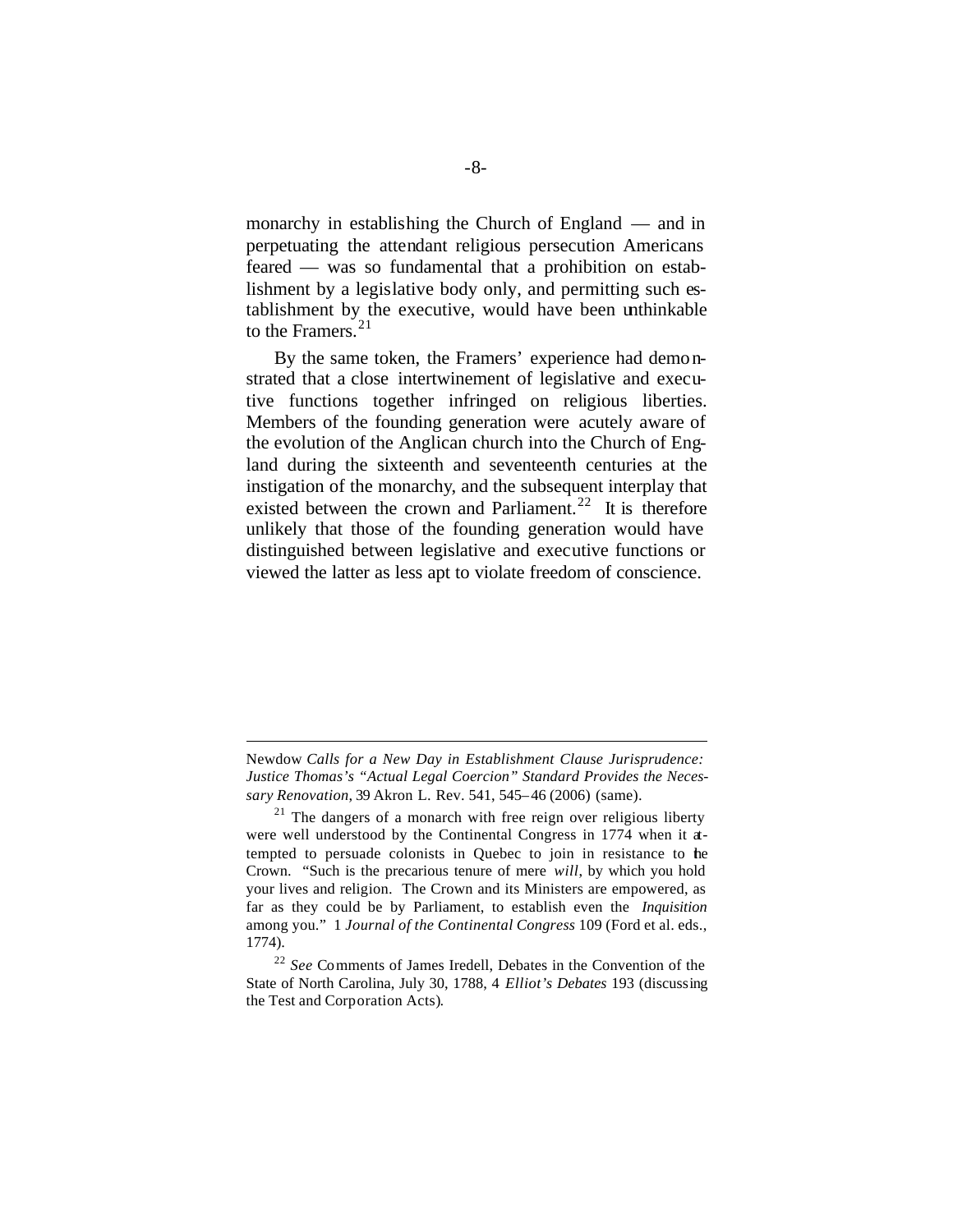monarchy in establishing the Church of England — and in perpetuating the attendant religious persecution Americans feared — was so fundamental that a prohibition on establishment by a legislative body only, and permitting such establishment by the executive, would have been unthinkable to the Framers.[21]

By the same token, the Framers' experience had demonstrated that a close intertwinement of legislative and executive functions together infringed on religious liberties. Members of the founding generation were acutely aware of the evolution of the Anglican church into the Church of England during the sixteenth and seventeenth centuries at the instigation of the monarchy, and the subsequent interplay that existed between the crown and Parliament.[22] It is therefore unlikely that those of the founding generation would have distinguished between legislative and executive functions or viewed the latter as less apt to violate freedom of conscience.

---

Newdow *Calls for a New Day in Establishment Clause Jurisprudence: Justice Thomas's "Actual Legal Coercion" Standard Provides the Necessary Renovation*, 39 Akron L. Rev. 541, 545–46 (2006) (same).

[21] The dangers of a monarch with free reign over religious liberty were well understood by the Continental Congress in 1774 when it attempted to persuade colonists in Quebec to join in resistance to the Crown. "Such is the precarious tenure of mere *will*, by which you hold your lives and religion. The Crown and its Ministers are empowered, as far as they could be by Parliament, to establish even the *Inquisition* among you." 1 *Journal of the Continental Congress* 109 (Ford et al. eds., 1774).

[22] *See* Comments of James Iredell, Debates in the Convention of the State of North Carolina, July 30, 1788, 4 *Elliot's Debates* 193 (discussing the Test and Corporation Acts).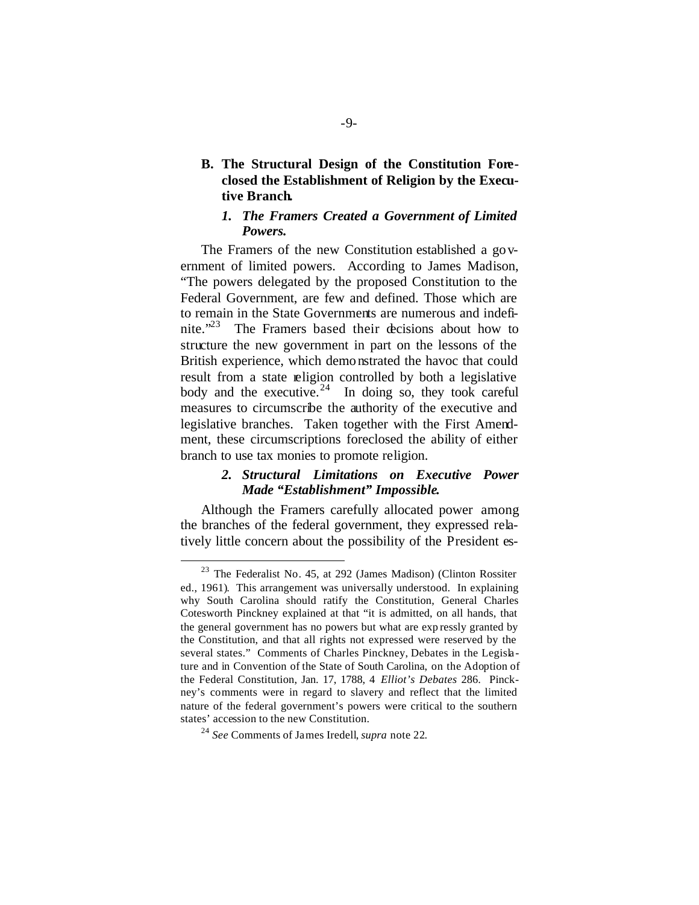### B. The Structural Design of the Constitution Foreclosed the Establishment of Religion by the Executive Branch.

#### *1. The Framers Created a Government of Limited Powers.*

The Framers of the new Constitution established a government of limited powers. According to James Madison, "The powers delegated by the proposed Constitution to the Federal Government, are few and defined. Those which are to remain in the State Governments are numerous and indefinite."[23] The Framers based their decisions about how to structure the new government in part on the lessons of the British experience, which demonstrated the havoc that could result from a state religion controlled by both a legislative body and the executive.[24] In doing so, they took careful measures to circumscribe the authority of the executive and legislative branches. Taken together with the First Amendment, these circumscriptions foreclosed the ability of either branch to use tax monies to promote religion.

#### *2. Structural Limitations on Executive Power Made "Establishment" Impossible.*

Although the Framers carefully allocated power among the branches of the federal government, they expressed relatively little concern about the possibility of the President es-

---

[23] The Federalist No. 45, at 292 (James Madison) (Clinton Rossiter ed., 1961). This arrangement was universally understood. In explaining why South Carolina should ratify the Constitution, General Charles Cotesworth Pinckney explained at that "it is admitted, on all hands, that the general government has no powers but what are expressly granted by the Constitution, and that all rights not expressed were reserved by the several states." Comments of Charles Pinckney, Debates in the Legislature and in Convention of the State of South Carolina, on the Adoption of the Federal Constitution, Jan. 17, 1788, 4 *Elliot's Debates* 286. Pinckney's comments were in regard to slavery and reflect that the limited nature of the federal government's powers were critical to the southern states' accession to the new Constitution.

[24] *See* Comments of James Iredell, *supra* note 22.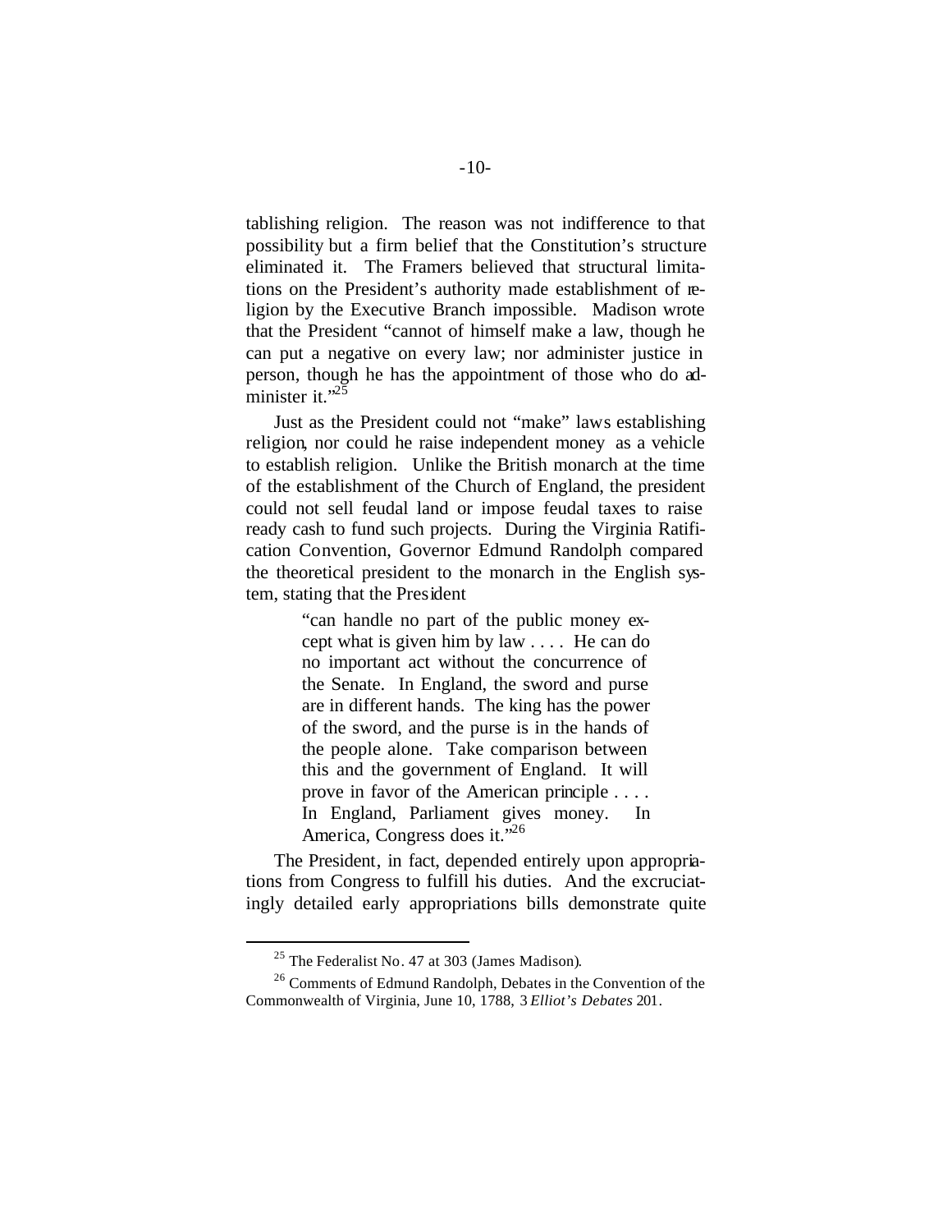tablishing religion. The reason was not indifference to that possibility but a firm belief that the Constitution's structure eliminated it. The Framers believed that structural limitations on the President's authority made establishment of religion by the Executive Branch impossible. Madison wrote that the President "cannot of himself make a law, though he can put a negative on every law; nor administer justice in person, though he has the appointment of those who do administer it."[25]

Just as the President could not "make" laws establishing religion, nor could he raise independent money as a vehicle to establish religion. Unlike the British monarch at the time of the establishment of the Church of England, the president could not sell feudal land or impose feudal taxes to raise ready cash to fund such projects. During the Virginia Ratification Convention, Governor Edmund Randolph compared the theoretical president to the monarch in the English system, stating that the President

> "can handle no part of the public money except what is given him by law . . . . He can do no important act without the concurrence of the Senate. In England, the sword and purse are in different hands. The king has the power of the sword, and the purse is in the hands of the people alone. Take comparison between this and the government of England. It will prove in favor of the American principle . . . . In England, Parliament gives money. In America, Congress does it."[26]

The President, in fact, depended entirely upon appropriations from Congress to fulfill his duties. And the excruciatingly detailed early appropriations bills demonstrate quite

---

[25] The Federalist No. 47 at 303 (James Madison).

[26] Comments of Edmund Randolph, Debates in the Convention of the Commonwealth of Virginia, June 10, 1788, 3 *Elliot's Debates* 201.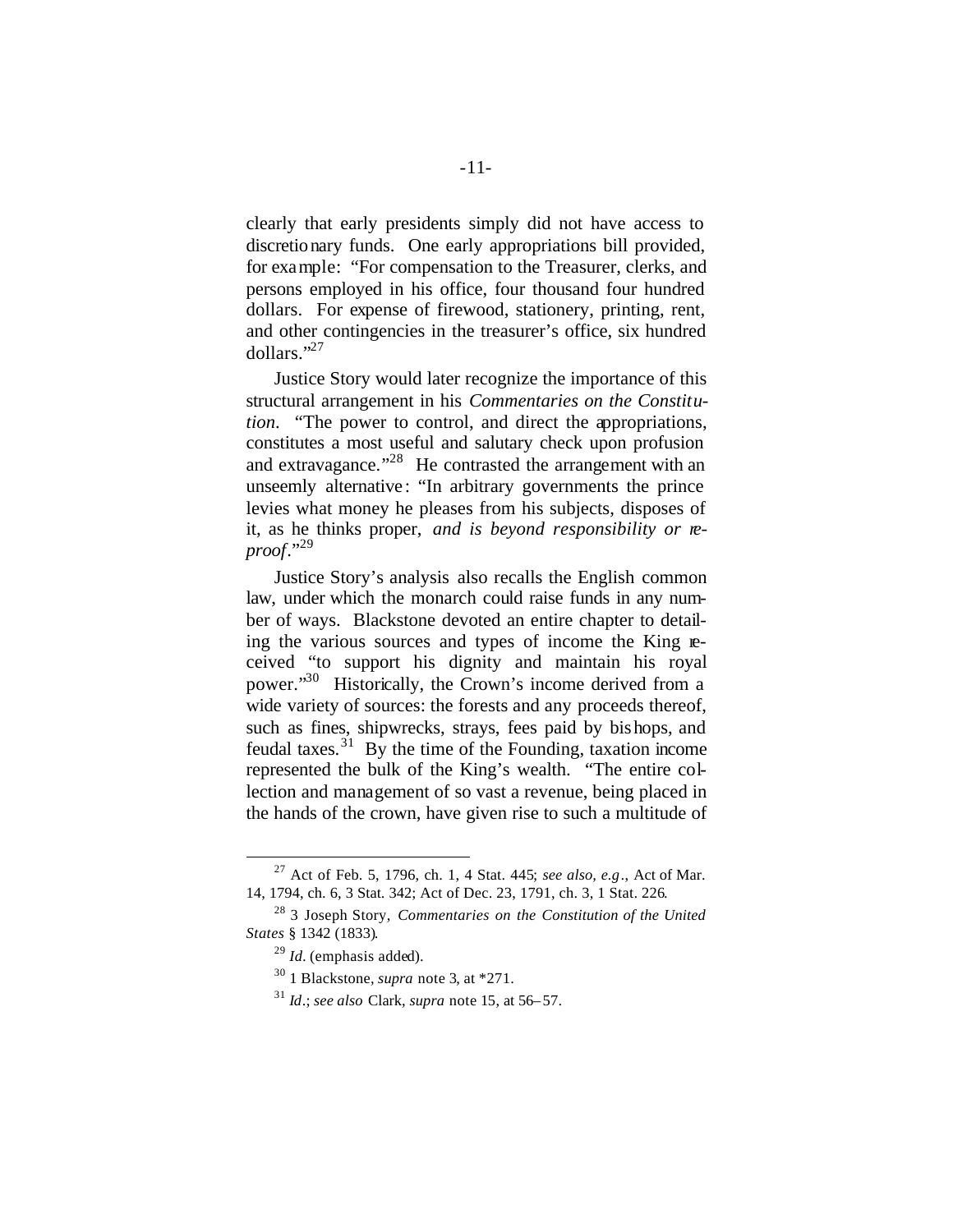clearly that early presidents simply did not have access to discretionary funds. One early appropriations bill provided, for example: "For compensation to the Treasurer, clerks, and persons employed in his office, four thousand four hundred dollars. For expense of firewood, stationery, printing, rent, and other contingencies in the treasurer's office, six hundred dollars."[27]

Justice Story would later recognize the importance of this structural arrangement in his *Commentaries on the Constitution*. "The power to control, and direct the appropriations, constitutes a most useful and salutary check upon profusion and extravagance."[28] He contrasted the arrangement with an unseemly alternative: "In arbitrary governments the prince levies what money he pleases from his subjects, disposes of it, as he thinks proper, *and is beyond responsibility or reproof*."[29]

Justice Story's analysis also recalls the English common law, under which the monarch could raise funds in any number of ways. Blackstone devoted an entire chapter to detailing the various sources and types of income the King received "to support his dignity and maintain his royal power."[30] Historically, the Crown's income derived from a wide variety of sources: the forests and any proceeds thereof, such as fines, shipwrecks, strays, fees paid by bishops, and feudal taxes.[31] By the time of the Founding, taxation income represented the bulk of the King's wealth. "The entire collection and management of so vast a revenue, being placed in the hands of the crown, have given rise to such a multitude of

---

[27] Act of Feb. 5, 1796, ch. 1, 4 Stat. 445; *see also, e.g.*, Act of Mar. 14, 1794, ch. 6, 3 Stat. 342; Act of Dec. 23, 1791, ch. 3, 1 Stat. 226.

[28] 3 Joseph Story, *Commentaries on the Constitution of the United States* § 1342 (1833).

[29] *Id.* (emphasis added).

[30] 1 Blackstone, *supra* note 3, at *271.

[31] *Id.*; *see also* Clark, *supra* note 15, at 56–57.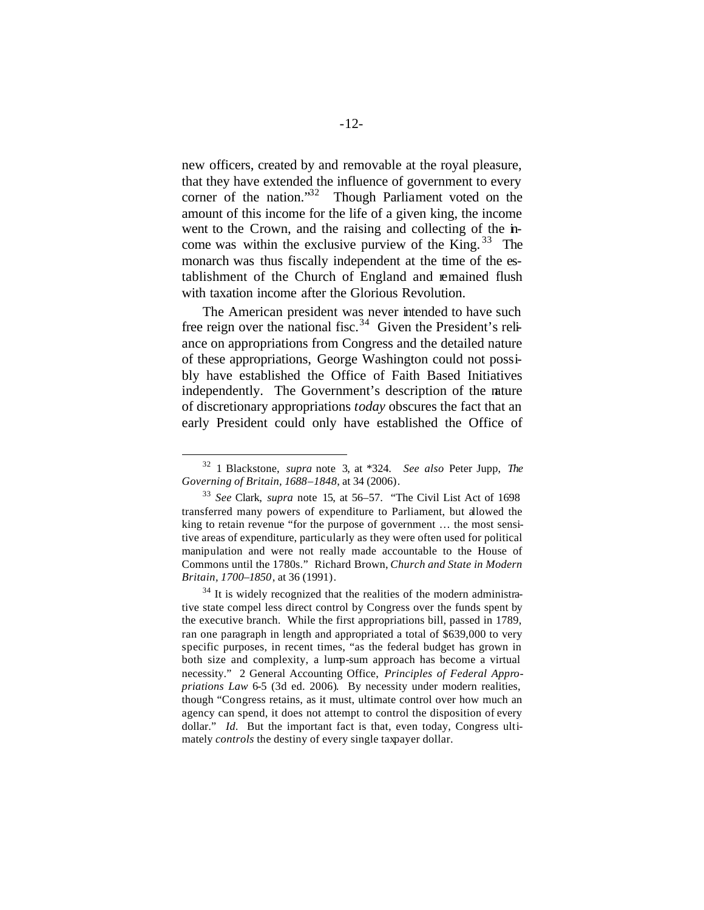new officers, created by and removable at the royal pleasure, that they have extended the influence of government to every corner of the nation."[32] Though Parliament voted on the amount of this income for the life of a given king, the income went to the Crown, and the raising and collecting of the income was within the exclusive purview of the King.[33] The monarch was thus fiscally independent at the time of the establishment of the Church of England and remained flush with taxation income after the Glorious Revolution.

The American president was never intended to have such free reign over the national fisc.[34] Given the President's reliance on appropriations from Congress and the detailed nature of these appropriations, George Washington could not possibly have established the Office of Faith Based Initiatives independently. The Government's description of the nature of discretionary appropriations *today* obscures the fact that an early President could only have established the Office of

---

[32] 1 Blackstone, *supra* note 3, at \*324. *See also* Peter Jupp, *The Governing of Britain, 1688–1848*, at 34 (2006).

[33] *See* Clark, *supra* note 15, at 56–57. "The Civil List Act of 1698 transferred many powers of expenditure to Parliament, but allowed the king to retain revenue "for the purpose of government … the most sensitive areas of expenditure, particularly as they were often used for political manipulation and were not really made accountable to the House of Commons until the 1780s." Richard Brown, *Church and State in Modern Britain, 1700–1850*, at 36 (1991).

[34] It is widely recognized that the realities of the modern administrative state compel less direct control by Congress over the funds spent by the executive branch. While the first appropriations bill, passed in 1789, ran one paragraph in length and appropriated a total of $639,000 to very specific purposes, in recent times, "as the federal budget has grown in both size and complexity, a lump-sum approach has become a virtual necessity." 2 General Accounting Office, *Principles of Federal Appropriations Law* 6-5 (3d ed. 2006). By necessity under modern realities, though "Congress retains, as it must, ultimate control over how much an agency can spend, it does not attempt to control the disposition of every dollar." *Id.* But the important fact is that, even today, Congress ultimately *controls* the destiny of every single taxpayer dollar.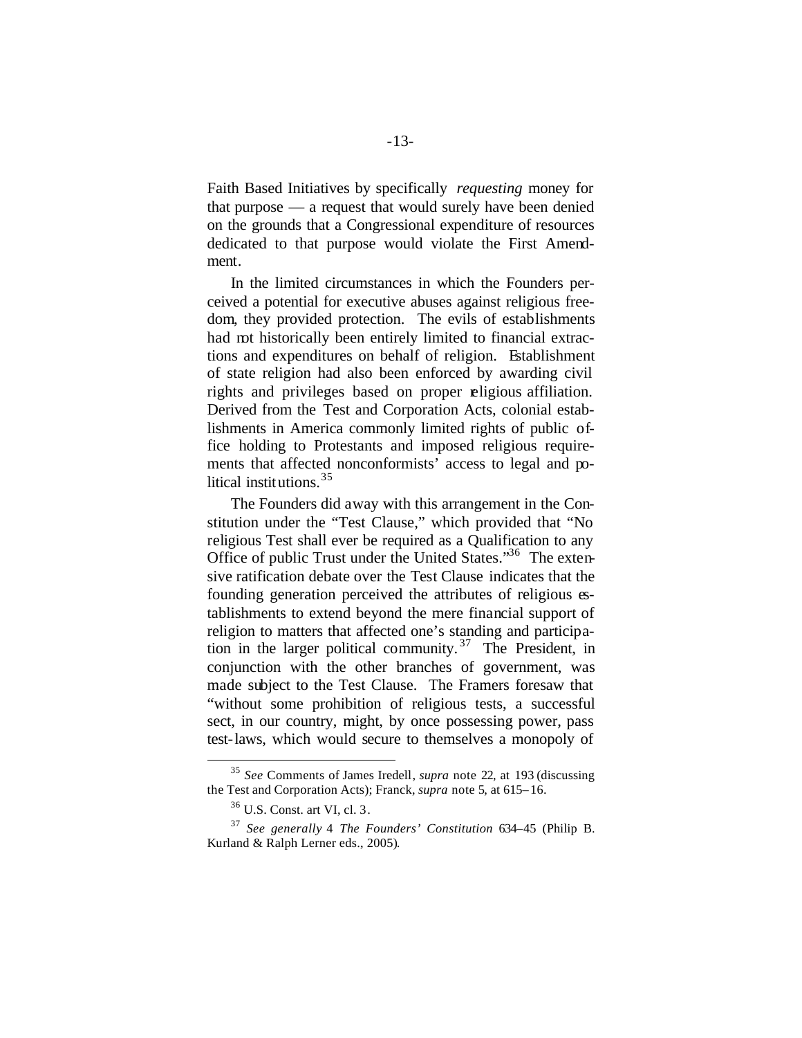Faith Based Initiatives by specifically *requesting* money for that purpose — a request that would surely have been denied on the grounds that a Congressional expenditure of resources dedicated to that purpose would violate the First Amendment.

In the limited circumstances in which the Founders perceived a potential for executive abuses against religious freedom, they provided protection. The evils of establishments had not historically been entirely limited to financial extractions and expenditures on behalf of religion. Establishment of state religion had also been enforced by awarding civil rights and privileges based on proper religious affiliation. Derived from the Test and Corporation Acts, colonial establishments in America commonly limited rights of public office holding to Protestants and imposed religious requirements that affected nonconformists' access to legal and political institutions.[35]

The Founders did away with this arrangement in the Constitution under the "Test Clause," which provided that "No religious Test shall ever be required as a Qualification to any Office of public Trust under the United States."[36] The extensive ratification debate over the Test Clause indicates that the founding generation perceived the attributes of religious establishments to extend beyond the mere financial support of religion to matters that affected one's standing and participation in the larger political community.[37] The President, in conjunction with the other branches of government, was made subject to the Test Clause. The Framers foresaw that "without some prohibition of religious tests, a successful sect, in our country, might, by once possessing power, pass test-laws, which would secure to themselves a monopoly of

---

[35] *See* Comments of James Iredell, *supra* note 22, at 193 (discussing the Test and Corporation Acts); Franck, *supra* note 5, at 615–16.

[36] U.S. Const. art VI, cl. 3.

[37] *See generally* 4 *The Founders' Constitution* 634–45 (Philip B. Kurland & Ralph Lerner eds., 2005).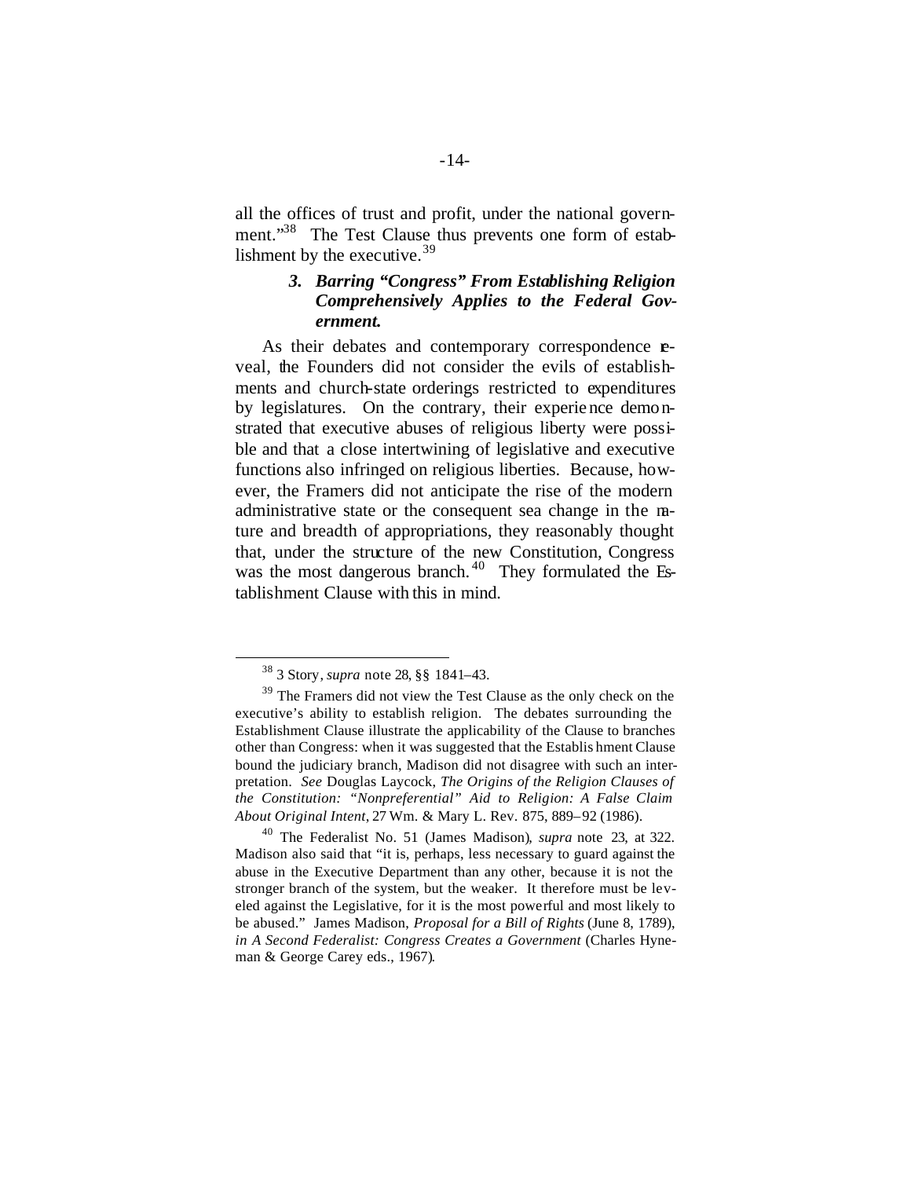all the offices of trust and profit, under the national government."[38] The Test Clause thus prevents one form of establishment by the executive.[39]

### *3. Barring "Congress" From Establishing Religion Comprehensively Applies to the Federal Government.*

As their debates and contemporary correspondence reveal, the Founders did not consider the evils of establishments and church-state orderings restricted to expenditures by legislatures. On the contrary, their experience demonstrated that executive abuses of religious liberty were possible and that a close intertwining of legislative and executive functions also infringed on religious liberties. Because, however, the Framers did not anticipate the rise of the modern administrative state or the consequent sea change in the nature and breadth of appropriations, they reasonably thought that, under the structure of the new Constitution, Congress was the most dangerous branch.[40] They formulated the Establishment Clause with this in mind.

---

[38] 3 Story, *supra* note 28, §§ 1841–43.

[39] The Framers did not view the Test Clause as the only check on the executive's ability to establish religion. The debates surrounding the Establishment Clause illustrate the applicability of the Clause to branches other than Congress: when it was suggested that the Establishment Clause bound the judiciary branch, Madison did not disagree with such an interpretation. *See* Douglas Laycock, *The Origins of the Religion Clauses of the Constitution: "Nonpreferential" Aid to Religion: A False Claim About Original Intent*, 27 Wm. & Mary L. Rev. 875, 889–92 (1986).

[40] The Federalist No. 51 (James Madison), *supra* note 23, at 322. Madison also said that "it is, perhaps, less necessary to guard against the abuse in the Executive Department than any other, because it is not the stronger branch of the system, but the weaker. It therefore must be leveled against the Legislative, for it is the most powerful and most likely to be abused." James Madison, *Proposal for a Bill of Rights* (June 8, 1789), *in A Second Federalist: Congress Creates a Government* (Charles Hyneman & George Carey eds., 1967).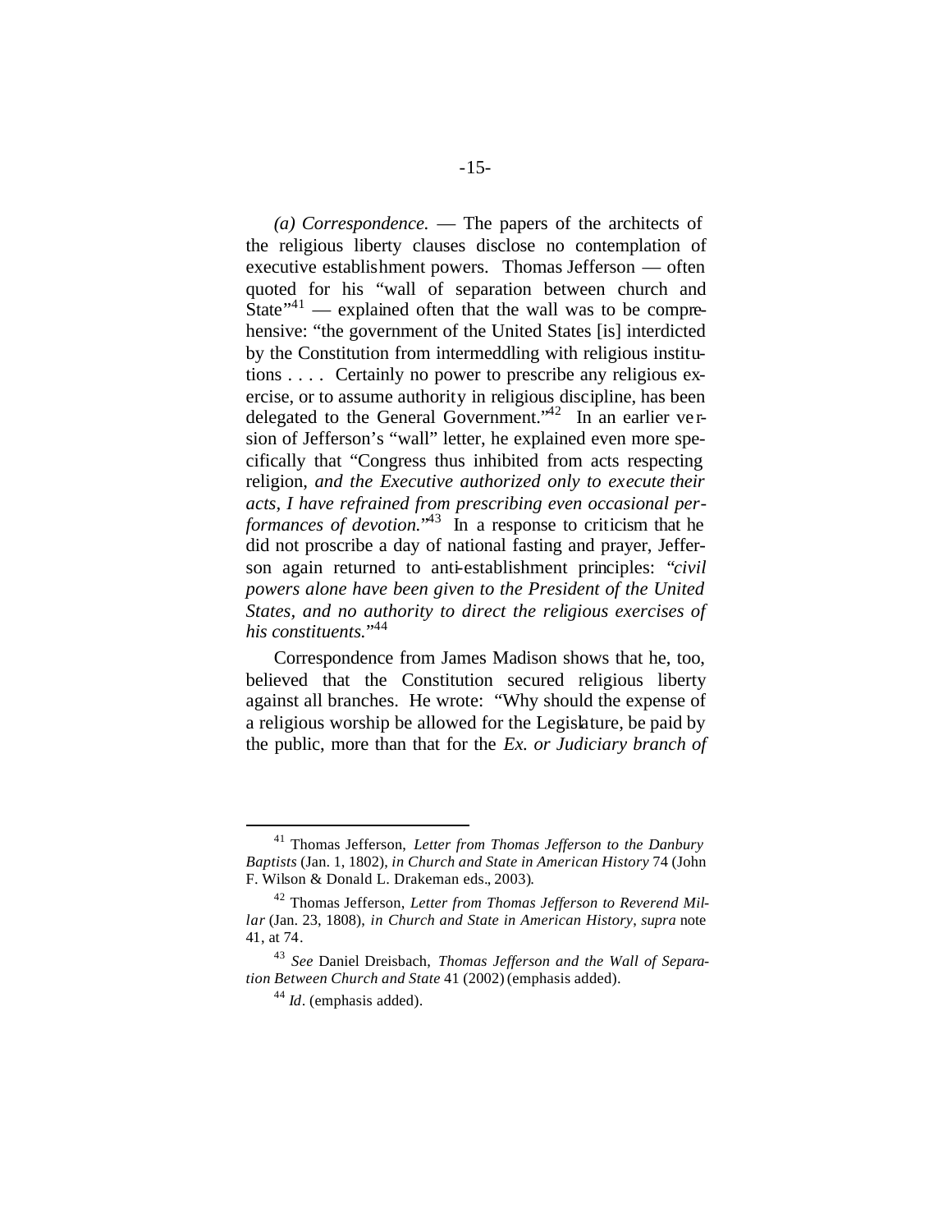*(a) Correspondence.* — The papers of the architects of the religious liberty clauses disclose no contemplation of executive establishment powers. Thomas Jefferson — often quoted for his "wall of separation between church and State"[41] — explained often that the wall was to be comprehensive: "the government of the United States [is] interdicted by the Constitution from intermeddling with religious institutions . . . . Certainly no power to prescribe any religious exercise, or to assume authority in religious discipline, has been delegated to the General Government."[42] In an earlier version of Jefferson's "wall" letter, he explained even more specifically that "Congress thus inhibited from acts respecting religion, *and the Executive authorized only to execute their acts, I have refrained from prescribing even occasional performances of devotion.*"[43] In a response to criticism that he did not proscribe a day of national fasting and prayer, Jefferson again returned to anti-establishment principles: "*civil powers alone have been given to the President of the United States, and no authority to direct the religious exercises of his constituents.*"[44]

Correspondence from James Madison shows that he, too, believed that the Constitution secured religious liberty against all branches. He wrote: "Why should the expense of a religious worship be allowed for the Legislature, be paid by the public, more than that for the *Ex. or Judiciary branch of*

---

[41] Thomas Jefferson, *Letter from Thomas Jefferson to the Danbury Baptists* (Jan. 1, 1802), *in Church and State in American History* 74 (John F. Wilson & Donald L. Drakeman eds., 2003).

[42] Thomas Jefferson, *Letter from Thomas Jefferson to Reverend Millar* (Jan. 23, 1808), *in Church and State in American History*, *supra* note 41, at 74.

[43] *See* Daniel Dreisbach, *Thomas Jefferson and the Wall of Separation Between Church and State* 41 (2002) (emphasis added).

[44] *Id*. (emphasis added).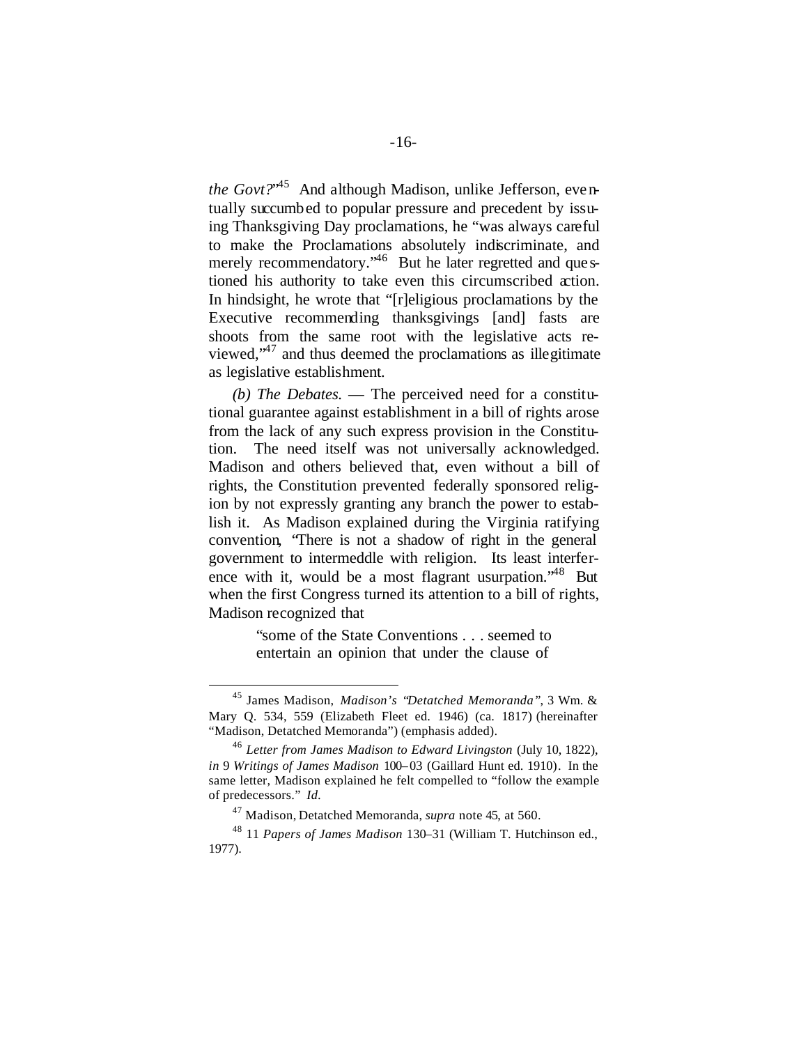*the Govt?*"[45] And although Madison, unlike Jefferson, eventually succumbed to popular pressure and precedent by issuing Thanksgiving Day proclamations, he "was always careful to make the Proclamations absolutely indiscriminate, and merely recommendatory."[46] But he later regretted and questioned his authority to take even this circumscribed action. In hindsight, he wrote that "[r]eligious proclamations by the Executive recommending thanksgivings [and] fasts are shoots from the same root with the legislative acts reviewed,"[47] and thus deemed the proclamations as illegitimate as legislative establishment.

*(b) The Debates.* — The perceived need for a constitutional guarantee against establishment in a bill of rights arose from the lack of any such express provision in the Constitution. The need itself was not universally acknowledged. Madison and others believed that, even without a bill of rights, the Constitution prevented federally sponsored religion by not expressly granting any branch the power to establish it. As Madison explained during the Virginia ratifying convention, "There is not a shadow of right in the general government to intermeddle with religion. Its least interference with it, would be a most flagrant usurpation."[48] But when the first Congress turned its attention to a bill of rights, Madison recognized that

> "some of the State Conventions . . . seemed to entertain an opinion that under the clause of

---

[45] James Madison, *Madison's "Detatched Memoranda"*, 3 Wm. & Mary Q. 534, 559 (Elizabeth Fleet ed. 1946) (ca. 1817) (hereinafter "Madison, Detatched Memoranda") (emphasis added).

[46] *Letter from James Madison to Edward Livingston* (July 10, 1822), *in* 9 *Writings of James Madison* 100–03 (Gaillard Hunt ed. 1910). In the same letter, Madison explained he felt compelled to "follow the example of predecessors." *Id.*

[47] Madison, Detatched Memoranda, *supra* note 45, at 560.

[48] 11 *Papers of James Madison* 130–31 (William T. Hutchinson ed., 1977).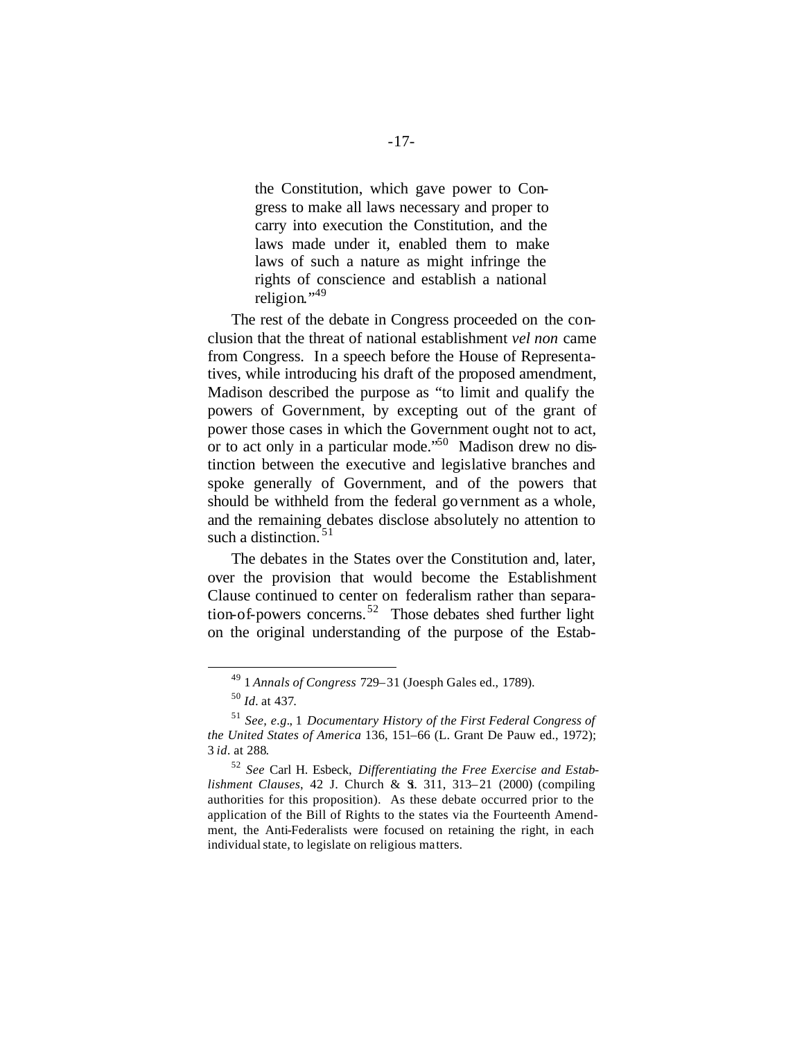> the Constitution, which gave power to Congress to make all laws necessary and proper to carry into execution the Constitution, and the laws made under it, enabled them to make laws of such a nature as might infringe the rights of conscience and establish a national religion."[49]

The rest of the debate in Congress proceeded on the conclusion that the threat of national establishment *vel non* came from Congress. In a speech before the House of Representatives, while introducing his draft of the proposed amendment, Madison described the purpose as "to limit and qualify the powers of Government, by excepting out of the grant of power those cases in which the Government ought not to act, or to act only in a particular mode."[50] Madison drew no distinction between the executive and legislative branches and spoke generally of Government, and of the powers that should be withheld from the federal government as a whole, and the remaining debates disclose absolutely no attention to such a distinction.[51]

The debates in the States over the Constitution and, later, over the provision that would become the Establishment Clause continued to center on federalism rather than separation-of-powers concerns.[52] Those debates shed further light on the original understanding of the purpose of the Estab-

---

[49] 1 *Annals of Congress* 729–31 (Joesph Gales ed., 1789).

[50] *Id*. at 437.

[51] *See, e.g*., 1 *Documentary History of the First Federal Congress of the United States of America* 136, 151–66 (L. Grant De Pauw ed., 1972); 3 *id*. at 288.

[52] *See* Carl H. Esbeck, *Differentiating the Free Exercise and Establishment Clauses*, 42 J. Church & St. 311, 313–21 (2000) (compiling authorities for this proposition). As these debate occurred prior to the application of the Bill of Rights to the states via the Fourteenth Amendment, the Anti-Federalists were focused on retaining the right, in each individual state, to legislate on religious matters.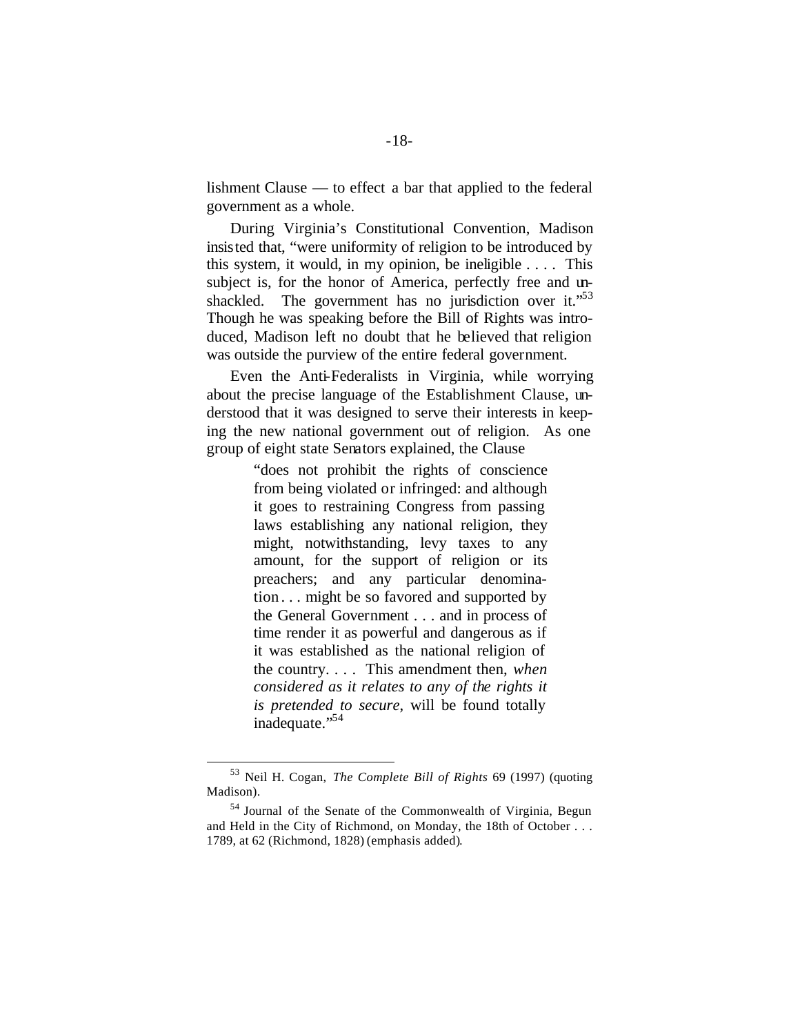lishment Clause — to effect a bar that applied to the federal government as a whole.

During Virginia's Constitutional Convention, Madison insisted that, "were uniformity of religion to be introduced by this system, it would, in my opinion, be ineligible . . . . This subject is, for the honor of America, perfectly free and unshackled. The government has no jurisdiction over it."[53] Though he was speaking before the Bill of Rights was introduced, Madison left no doubt that he believed that religion was outside the purview of the entire federal government.

Even the Anti-Federalists in Virginia, while worrying about the precise language of the Establishment Clause, understood that it was designed to serve their interests in keeping the new national government out of religion. As one group of eight state Senators explained, the Clause

> "does not prohibit the rights of conscience from being violated or infringed: and although it goes to restraining Congress from passing laws establishing any national religion, they might, notwithstanding, levy taxes to any amount, for the support of religion or its preachers; and any particular denomination . . . might be so favored and supported by the General Government . . . and in process of time render it as powerful and dangerous as if it was established as the national religion of the country. . . . This amendment then, *when considered as it relates to any of the rights it is pretended to secure*, will be found totally inadequate."[54]

---

[53] Neil H. Cogan, *The Complete Bill of Rights* 69 (1997) (quoting Madison).

[54] Journal of the Senate of the Commonwealth of Virginia, Begun and Held in the City of Richmond, on Monday, the 18th of October . . . 1789, at 62 (Richmond, 1828) (emphasis added).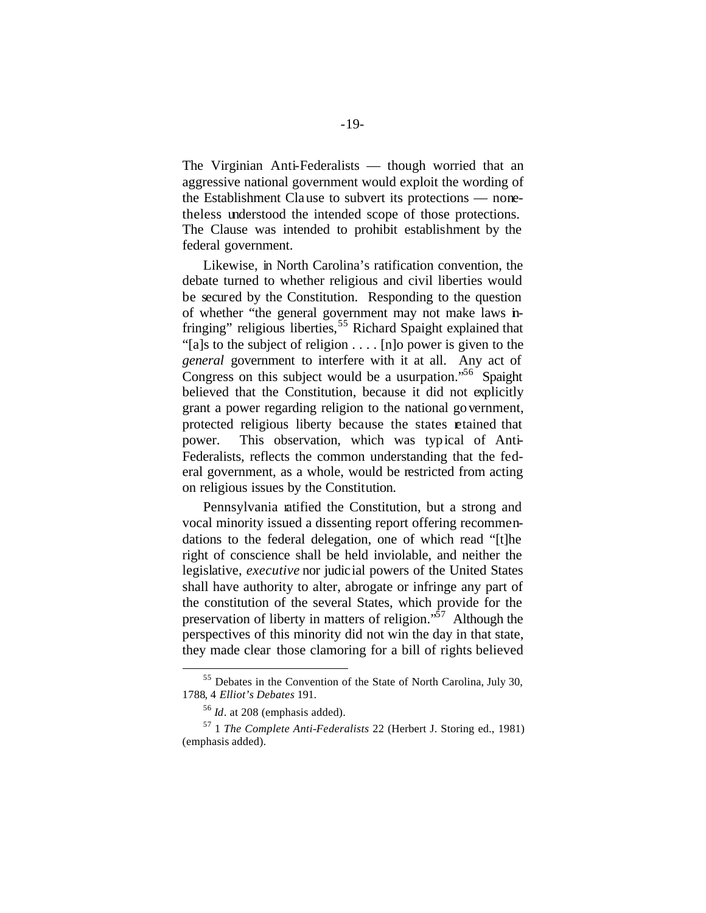The Virginian Anti-Federalists — though worried that an aggressive national government would exploit the wording of the Establishment Clause to subvert its protections — nonetheless understood the intended scope of those protections. The Clause was intended to prohibit establishment by the federal government.

Likewise, in North Carolina's ratification convention, the debate turned to whether religious and civil liberties would be secured by the Constitution. Responding to the question of whether "the general government may not make laws infringing" religious liberties,[55] Richard Spaight explained that "[a]s to the subject of religion . . . . [n]o power is given to the *general* government to interfere with it at all. Any act of Congress on this subject would be a usurpation."[56] Spaight believed that the Constitution, because it did not explicitly grant a power regarding religion to the national government, protected religious liberty because the states retained that power. This observation, which was typical of Anti-Federalists, reflects the common understanding that the federal government, as a whole, would be restricted from acting on religious issues by the Constitution.

Pennsylvania ratified the Constitution, but a strong and vocal minority issued a dissenting report offering recommendations to the federal delegation, one of which read "[t]he right of conscience shall be held inviolable, and neither the legislative, *executive* nor judicial powers of the United States shall have authority to alter, abrogate or infringe any part of the constitution of the several States, which provide for the preservation of liberty in matters of religion."[57] Although the perspectives of this minority did not win the day in that state, they made clear those clamoring for a bill of rights believed

---

[55] Debates in the Convention of the State of North Carolina, July 30, 1788, 4 *Elliot's Debates* 191.

[56] *Id*. at 208 (emphasis added).

[57] 1 *The Complete Anti-Federalists* 22 (Herbert J. Storing ed., 1981) (emphasis added).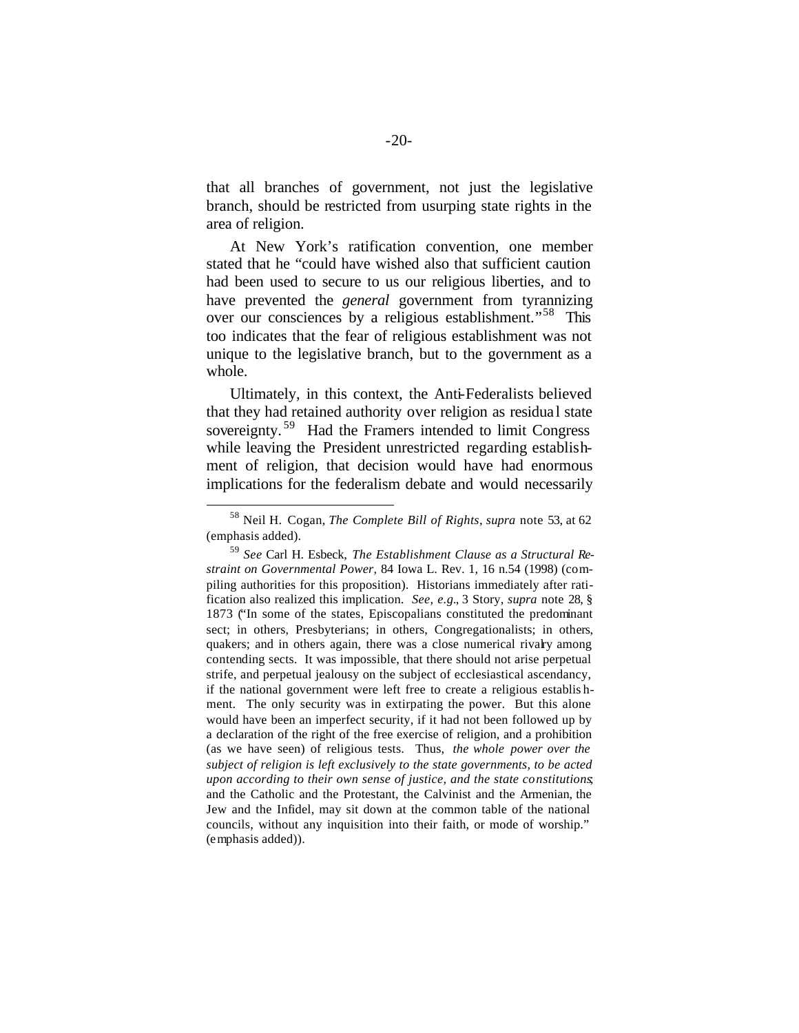that all branches of government, not just the legislative branch, should be restricted from usurping state rights in the area of religion.

At New York's ratification convention, one member stated that he "could have wished also that sufficient caution had been used to secure to us our religious liberties, and to have prevented the *general* government from tyrannizing over our consciences by a religious establishment."[58] This too indicates that the fear of religious establishment was not unique to the legislative branch, but to the government as a whole.

Ultimately, in this context, the Anti-Federalists believed that they had retained authority over religion as residual state sovereignty.[59] Had the Framers intended to limit Congress while leaving the President unrestricted regarding establishment of religion, that decision would have had enormous implications for the federalism debate and would necessarily

---

[58] Neil H. Cogan, *The Complete Bill of Rights*, *supra* note 53, at 62 (emphasis added).

[59] *See* Carl H. Esbeck, *The Establishment Clause as a Structural Restraint on Governmental Power,* 84 Iowa L. Rev. 1, 16 n.54 (1998) (compiling authorities for this proposition). Historians immediately after ratification also realized this implication. *See, e.g.*, 3 Story, *supra* note 28, § 1873 ("In some of the states, Episcopalians constituted the predominant sect; in others, Presbyterians; in others, Congregationalists; in others, quakers; and in others again, there was a close numerical rivalry among contending sects. It was impossible, that there should not arise perpetual strife, and perpetual jealousy on the subject of ecclesiastical ascendancy, if the national government were left free to create a religious establishment. The only security was in extirpating the power. But this alone would have been an imperfect security, if it had not been followed up by a declaration of the right of the free exercise of religion, and a prohibition (as we have seen) of religious tests. Thus, *the whole power over the subject of religion is left exclusively to the state governments, to be acted upon according to their own sense of justice, and the state constitutions*; and the Catholic and the Protestant, the Calvinist and the Armenian, the Jew and the Infidel, may sit down at the common table of the national councils, without any inquisition into their faith, or mode of worship." (emphasis added)).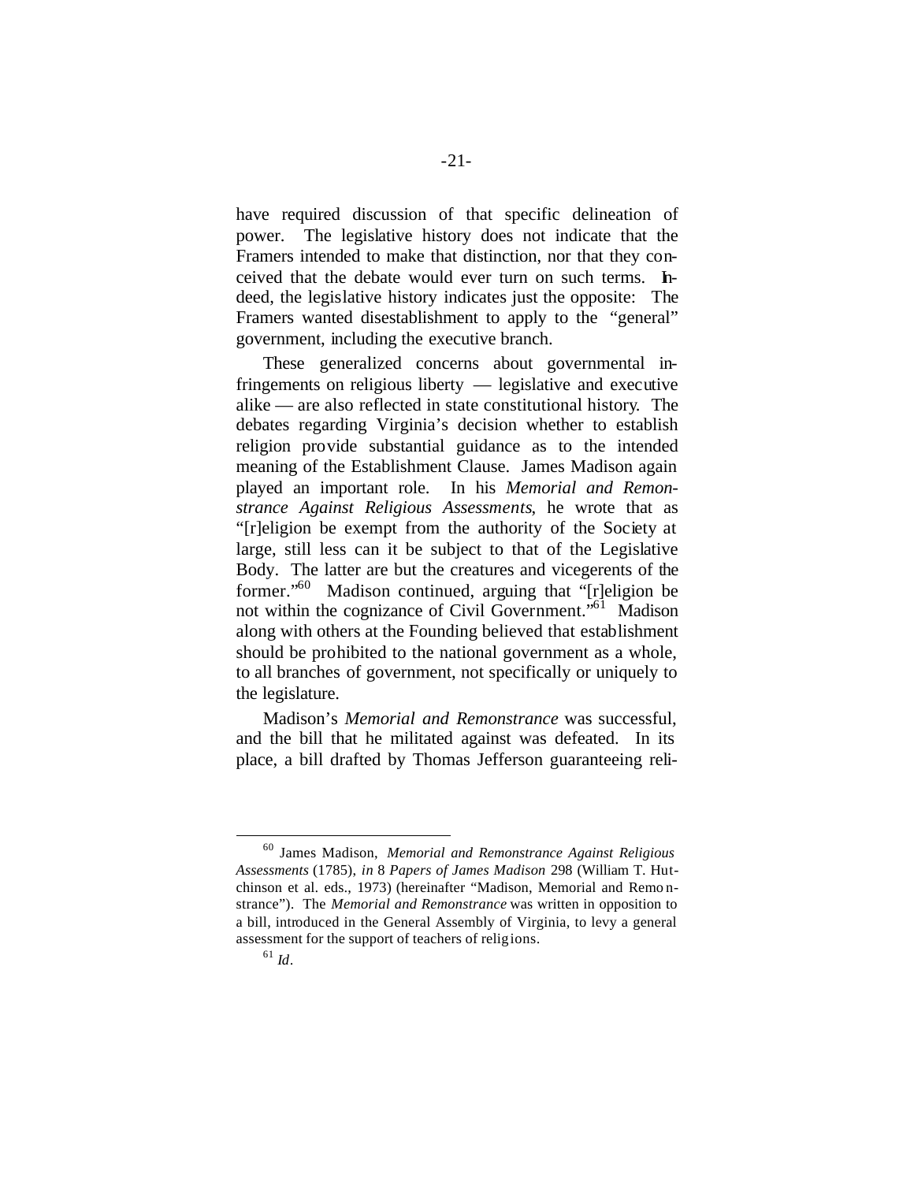have required discussion of that specific delineation of power. The legislative history does not indicate that the Framers intended to make that distinction, nor that they conceived that the debate would ever turn on such terms. Indeed, the legislative history indicates just the opposite: The Framers wanted disestablishment to apply to the "general" government, including the executive branch.

These generalized concerns about governmental infringements on religious liberty — legislative and executive alike — are also reflected in state constitutional history. The debates regarding Virginia's decision whether to establish religion provide substantial guidance as to the intended meaning of the Establishment Clause. James Madison again played an important role. In his *Memorial and Remonstrance Against Religious Assessments*, he wrote that as "[r]eligion be exempt from the authority of the Society at large, still less can it be subject to that of the Legislative Body. The latter are but the creatures and vicegerents of the former."[60] Madison continued, arguing that "[r]eligion be not within the cognizance of Civil Government."[61] Madison along with others at the Founding believed that establishment should be prohibited to the national government as a whole, to all branches of government, not specifically or uniquely to the legislature.

Madison's *Memorial and Remonstrance* was successful, and the bill that he militated against was defeated. In its place, a bill drafted by Thomas Jefferson guaranteeing reli-

---

[60] James Madison, *Memorial and Remonstrance Against Religious Assessments* (1785), *in* 8 *Papers of James Madison* 298 (William T. Hutchinson et al. eds., 1973) (hereinafter "Madison, Memorial and Remonstrance"). The *Memorial and Remonstrance* was written in opposition to a bill, introduced in the General Assembly of Virginia, to levy a general assessment for the support of teachers of religions.

[61] *Id*.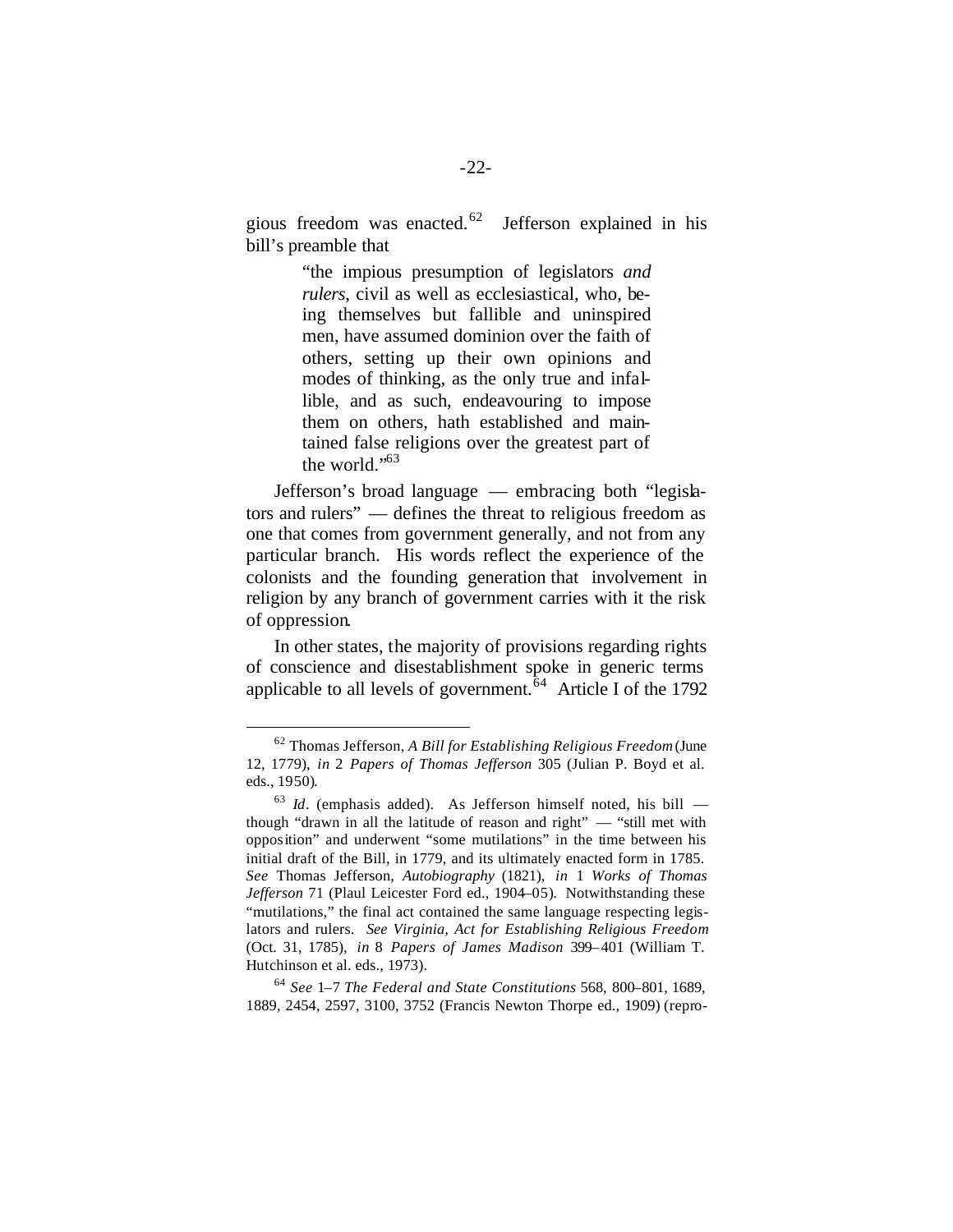gious freedom was enacted.[62] Jefferson explained in his bill's preamble that

> "the impious presumption of legislators *and rulers*, civil as well as ecclesiastical, who, being themselves but fallible and uninspired men, have assumed dominion over the faith of others, setting up their own opinions and modes of thinking, as the only true and infallible, and as such, endeavouring to impose them on others, hath established and maintained false religions over the greatest part of the world."[63]

Jefferson's broad language — embracing both "legislators and rulers" — defines the threat to religious freedom as one that comes from government generally, and not from any particular branch. His words reflect the experience of the colonists and the founding generation that involvement in religion by any branch of government carries with it the risk of oppression.

In other states, the majority of provisions regarding rights of conscience and disestablishment spoke in generic terms applicable to all levels of government.[64] Article I of the 1792

---

[62] Thomas Jefferson, *A Bill for Establishing Religious Freedom* (June 12, 1779), *in* 2 *Papers of Thomas Jefferson* 305 (Julian P. Boyd et al. eds., 1950).

[63] *Id*. (emphasis added). As Jefferson himself noted, his bill — though "drawn in all the latitude of reason and right" — "still met with opposition" and underwent "some mutilations" in the time between his initial draft of the Bill, in 1779, and its ultimately enacted form in 1785. *See* Thomas Jefferson, *Autobiography* (1821), *in* 1 *Works of Thomas Jefferson* 71 (Plaul Leicester Ford ed., 1904–05). Notwithstanding these "mutilations," the final act contained the same language respecting legislators and rulers. *See Virginia, Act for Establishing Religious Freedom* (Oct. 31, 1785), *in* 8 *Papers of James Madison* 399–401 (William T. Hutchinson et al. eds., 1973).

[64] *See* 1–7 *The Federal and State Constitutions* 568, 800–801, 1689, 1889, 2454, 2597, 3100, 3752 (Francis Newton Thorpe ed., 1909) (repro-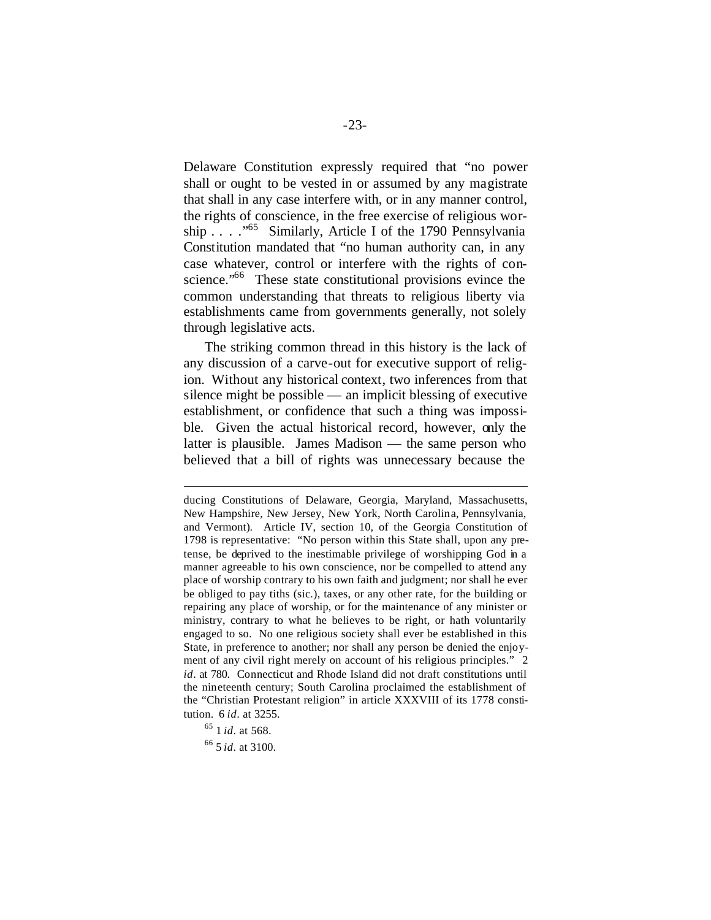Delaware Constitution expressly required that "no power shall or ought to be vested in or assumed by any magistrate that shall in any case interfere with, or in any manner control, the rights of conscience, in the free exercise of religious worship . . . ."[65] Similarly, Article I of the 1790 Pennsylvania Constitution mandated that "no human authority can, in any case whatever, control or interfere with the rights of conscience."[66] These state constitutional provisions evince the common understanding that threats to religious liberty via establishments came from governments generally, not solely through legislative acts.

The striking common thread in this history is the lack of any discussion of a carve-out for executive support of religion. Without any historical context, two inferences from that silence might be possible — an implicit blessing of executive establishment, or confidence that such a thing was impossible. Given the actual historical record, however, only the latter is plausible. James Madison — the same person who believed that a bill of rights was unnecessary because the

---

ducing Constitutions of Delaware, Georgia, Maryland, Massachusetts, New Hampshire, New Jersey, New York, North Carolina, Pennsylvania, and Vermont). Article IV, section 10, of the Georgia Constitution of 1798 is representative: "No person within this State shall, upon any pretense, be deprived to the inestimable privilege of worshipping God in a manner agreeable to his own conscience, nor be compelled to attend any place of worship contrary to his own faith and judgment; nor shall he ever be obliged to pay tiths (sic.), taxes, or any other rate, for the building or repairing any place of worship, or for the maintenance of any minister or ministry, contrary to what he believes to be right, or hath voluntarily engaged to so. No one religious society shall ever be established in this State, in preference to another; nor shall any person be denied the enjoyment of any civil right merely on account of his religious principles." 2 *id*. at 780. Connecticut and Rhode Island did not draft constitutions until the nineteenth century; South Carolina proclaimed the establishment of the "Christian Protestant religion" in article XXXVIII of its 1778 constitution. 6 *id*. at 3255.

[65] 1 *id*. at 568.

[66] 5 *id*. at 3100.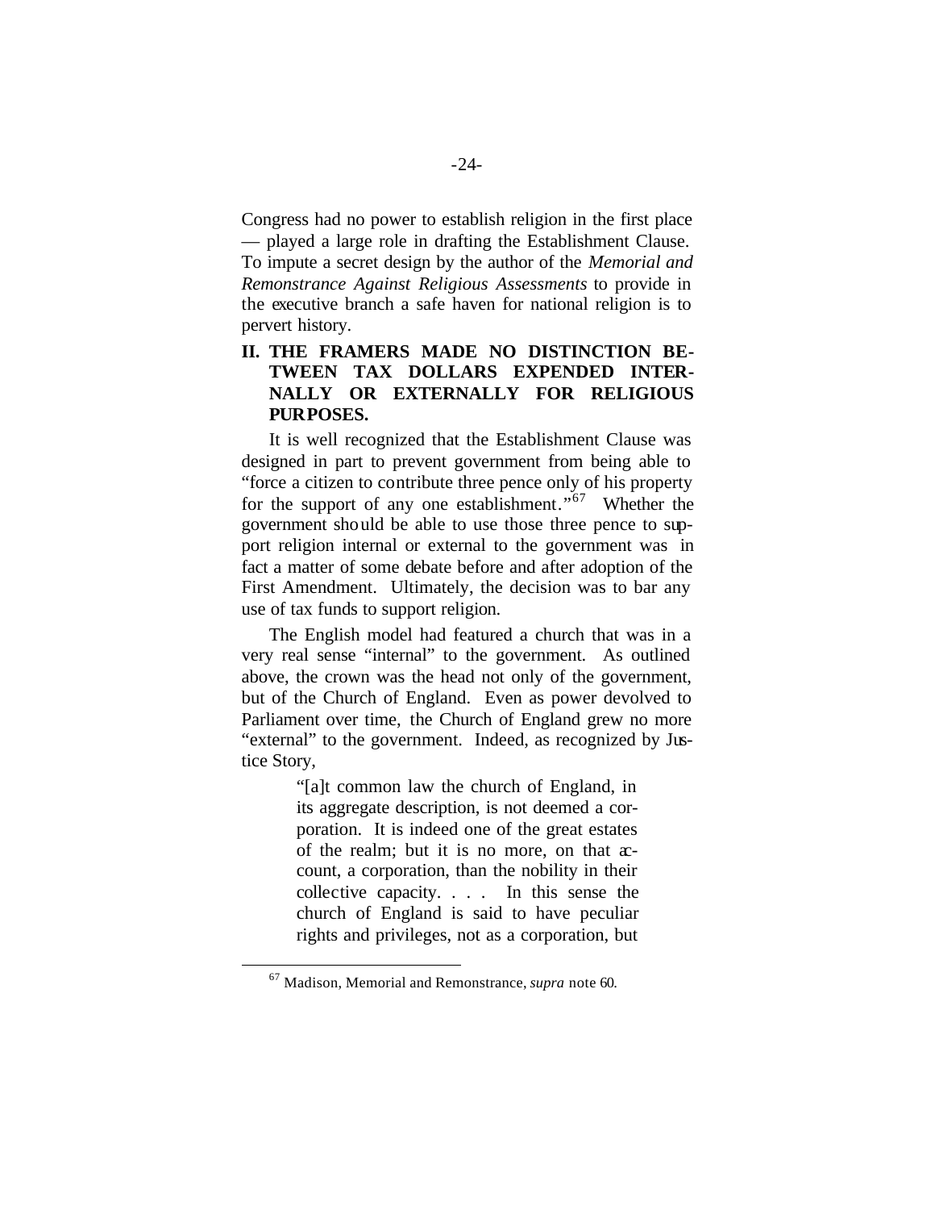Congress had no power to establish religion in the first place — played a large role in drafting the Establishment Clause. To impute a secret design by the author of the *Memorial and Remonstrance Against Religious Assessments* to provide in the executive branch a safe haven for national religion is to pervert history.

## II. THE FRAMERS MADE NO DISTINCTION BETWEEN TAX DOLLARS EXPENDED INTERNALLY OR EXTERNALLY FOR RELIGIOUS PURPOSES.

It is well recognized that the Establishment Clause was designed in part to prevent government from being able to "force a citizen to contribute three pence only of his property for the support of any one establishment."[67] Whether the government should be able to use those three pence to support religion internal or external to the government was in fact a matter of some debate before and after adoption of the First Amendment. Ultimately, the decision was to bar any use of tax funds to support religion.

The English model had featured a church that was in a very real sense "internal" to the government. As outlined above, the crown was the head not only of the government, but of the Church of England. Even as power devolved to Parliament over time, the Church of England grew no more "external" to the government. Indeed, as recognized by Justice Story,

> "[a]t common law the church of England, in its aggregate description, is not deemed a corporation. It is indeed one of the great estates of the realm; but it is no more, on that account, a corporation, than the nobility in their collective capacity. . . . In this sense the church of England is said to have peculiar rights and privileges, not as a corporation, but

---

[67] Madison, Memorial and Remonstrance, *supra* note 60.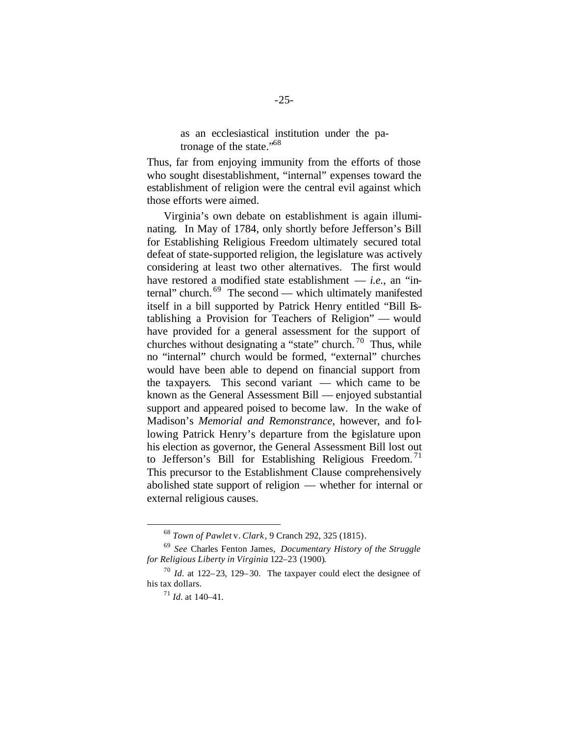> as an ecclesiastical institution under the patronage of the state."[68]

Thus, far from enjoying immunity from the efforts of those who sought disestablishment, "internal" expenses toward the establishment of religion were the central evil against which those efforts were aimed.

Virginia's own debate on establishment is again illuminating. In May of 1784, only shortly before Jefferson's Bill for Establishing Religious Freedom ultimately secured total defeat of state-supported religion, the legislature was actively considering at least two other alternatives. The first would have restored a modified state establishment — *i.e.*, an "internal" church.[69] The second — which ultimately manifested itself in a bill supported by Patrick Henry entitled "Bill Establishing a Provision for Teachers of Religion" — would have provided for a general assessment for the support of churches without designating a "state" church.[70] Thus, while no "internal" church would be formed, "external" churches would have been able to depend on financial support from the taxpayers. This second variant — which came to be known as the General Assessment Bill — enjoyed substantial support and appeared poised to become law. In the wake of Madison's *Memorial and Remonstrance*, however, and following Patrick Henry's departure from the legislature upon his election as governor, the General Assessment Bill lost out to Jefferson's Bill for Establishing Religious Freedom.[71] This precursor to the Establishment Clause comprehensively abolished state support of religion — whether for internal or external religious causes.

---

[68] *Town of Pawlet* v. *Clark*, 9 Cranch 292, 325 (1815).

[69] *See* Charles Fenton James, *Documentary History of the Struggle for Religious Liberty in Virginia* 122–23 (1900).

[70] *Id.* at 122–23, 129–30. The taxpayer could elect the designee of his tax dollars.

[71] *Id.* at 140–41.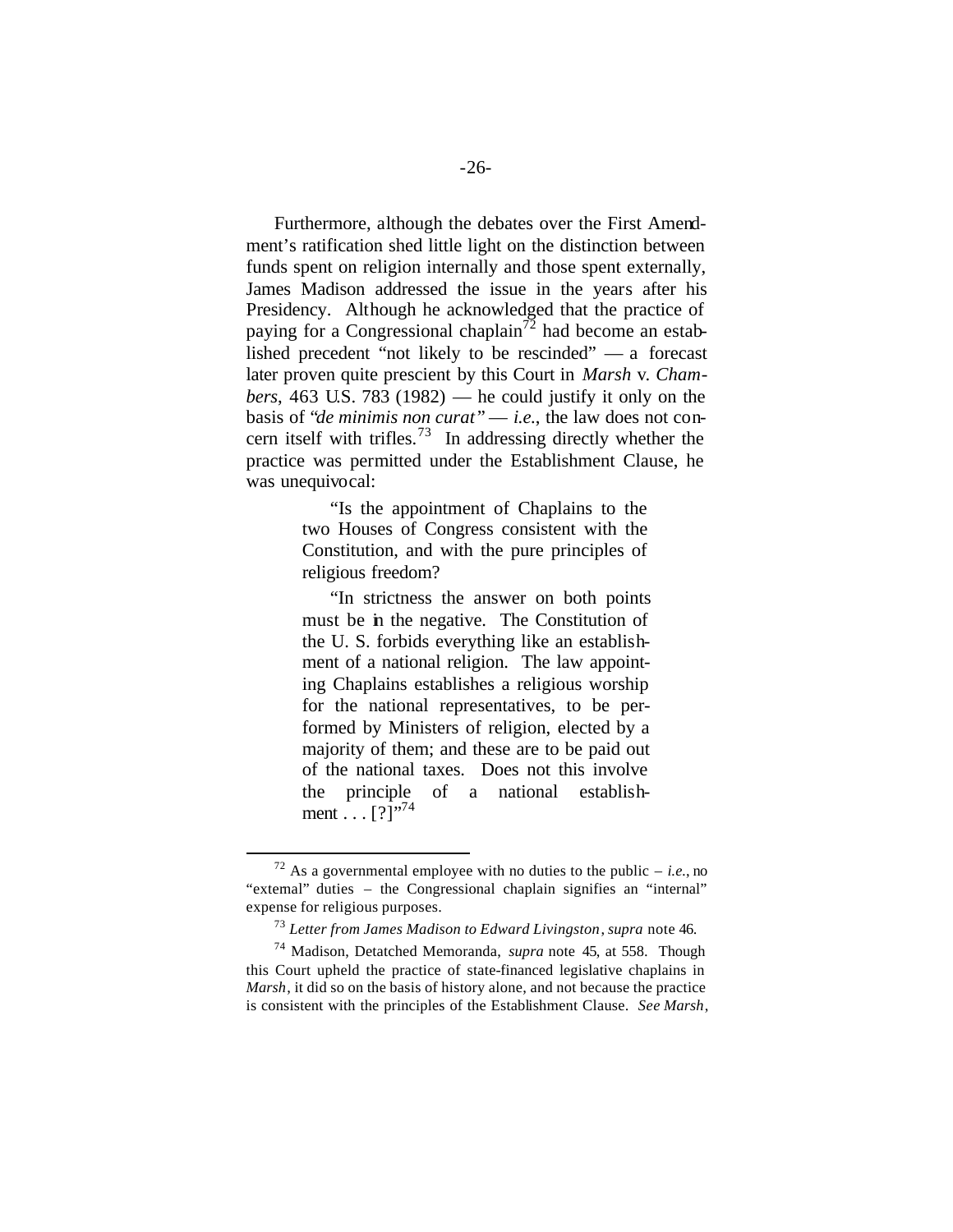Furthermore, although the debates over the First Amendment's ratification shed little light on the distinction between funds spent on religion internally and those spent externally, James Madison addressed the issue in the years after his Presidency. Although he acknowledged that the practice of paying for a Congressional chaplain[72] had become an established precedent "not likely to be rescinded" — a forecast later proven quite prescient by this Court in *Marsh* v. *Chambers*, 463 U.S. 783 (1982) — he could justify it only on the basis of "*de minimis non curat*" — *i.e.*, the law does not concern itself with trifles.[73] In addressing directly whether the practice was permitted under the Establishment Clause, he was unequivocal:

> "Is the appointment of Chaplains to the two Houses of Congress consistent with the Constitution, and with the pure principles of religious freedom?
>
> "In strictness the answer on both points must be in the negative. The Constitution of the U. S. forbids everything like an establishment of a national religion. The law appointing Chaplains establishes a religious worship for the national representatives, to be performed by Ministers of religion, elected by a majority of them; and these are to be paid out of the national taxes. Does not this involve the principle of a national establishment . . . [?]"[74]

---

[72] As a governmental employee with no duties to the public – *i.e.*, no "external" duties – the Congressional chaplain signifies an "internal" expense for religious purposes.

[73] *Letter from James Madison to Edward Livingston*, *supra* note 46.

[74] Madison, Detatched Memoranda, *supra* note 45, at 558. Though this Court upheld the practice of state-financed legislative chaplains in *Marsh*, it did so on the basis of history alone, and not because the practice is consistent with the principles of the Establishment Clause. *See Marsh*,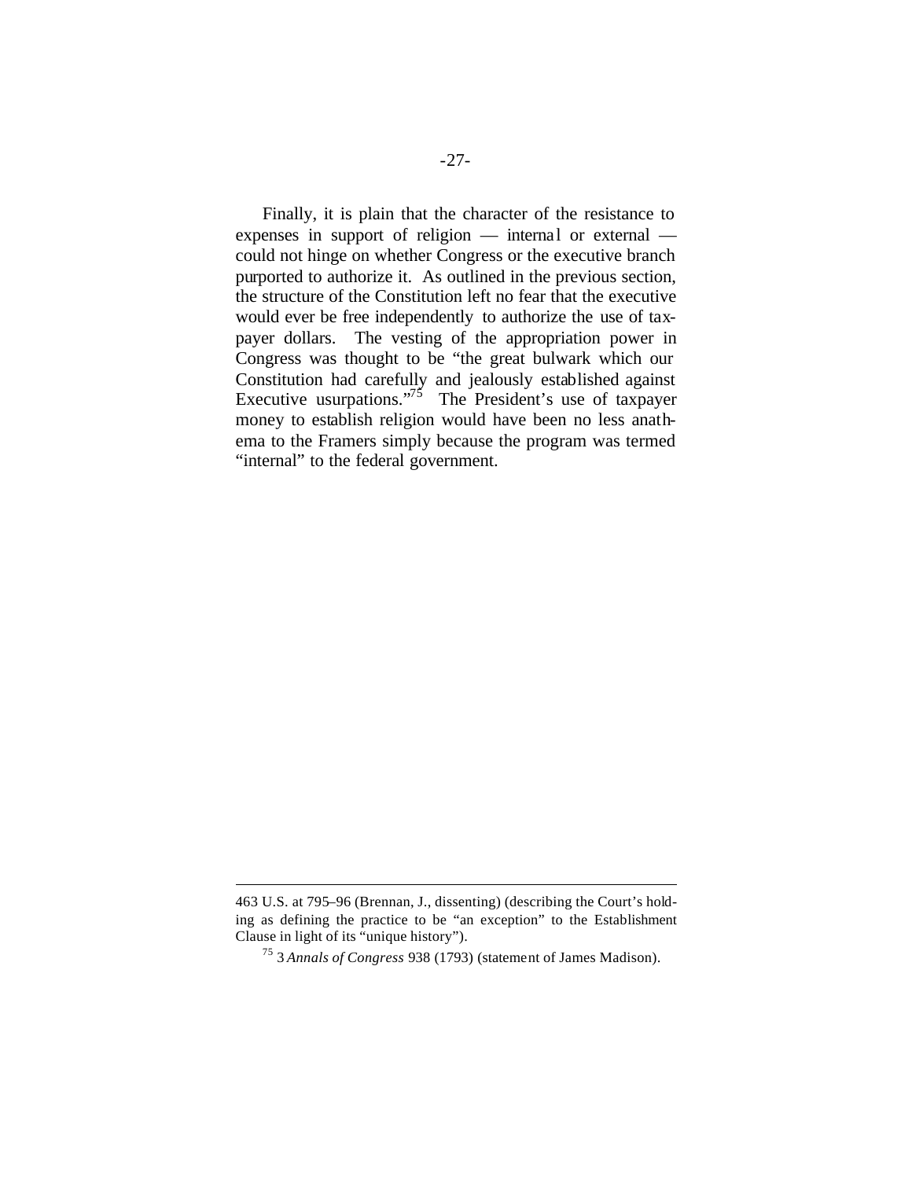Finally, it is plain that the character of the resistance to expenses in support of religion — internal or external — could not hinge on whether Congress or the executive branch purported to authorize it. As outlined in the previous section, the structure of the Constitution left no fear that the executive would ever be free independently to authorize the use of taxpayer dollars. The vesting of the appropriation power in Congress was thought to be "the great bulwark which our Constitution had carefully and jealously established against Executive usurpations."[75] The President's use of taxpayer money to establish religion would have been no less anathema to the Framers simply because the program was termed "internal" to the federal government.

---

463 U.S. at 795–96 (Brennan, J., dissenting) (describing the Court's holding as defining the practice to be "an exception" to the Establishment Clause in light of its "unique history").

[75] 3 *Annals of Congress* 938 (1793) (statement of James Madison).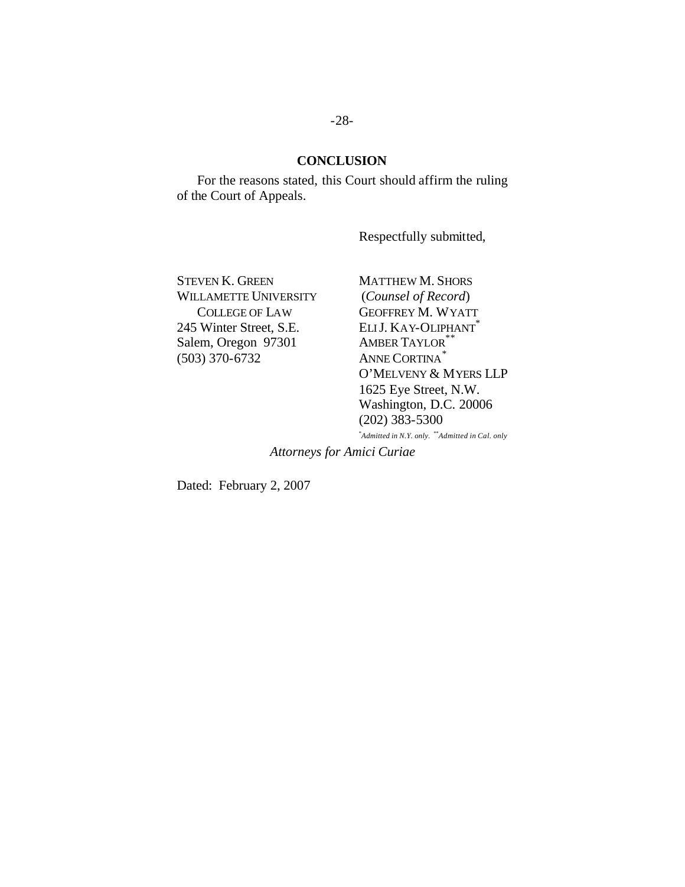## CONCLUSION

For the reasons stated, this Court should affirm the ruling of the Court of Appeals.

Respectfully submitted,

STEVEN K. GREEN
WILLAMETTE UNIVERSITY
COLLEGE OF LAW
245 Winter Street, S.E.
Salem, Oregon 97301
(503) 370-6732

MATTHEW M. SHORS
(*Counsel of Record*)
GEOFFREY M. WYATT
ELI J. KAY-OLIPHANT*
AMBER TAYLOR**
ANNE CORTINA*
O'MELVENY & MYERS LLP
1625 Eye Street, N.W.
Washington, D.C. 20006
(202) 383-5300

*\*Admitted in N.Y. only. \*\*Admitted in Cal. only*

*Attorneys for Amici Curiae*

Dated: February 2, 2007